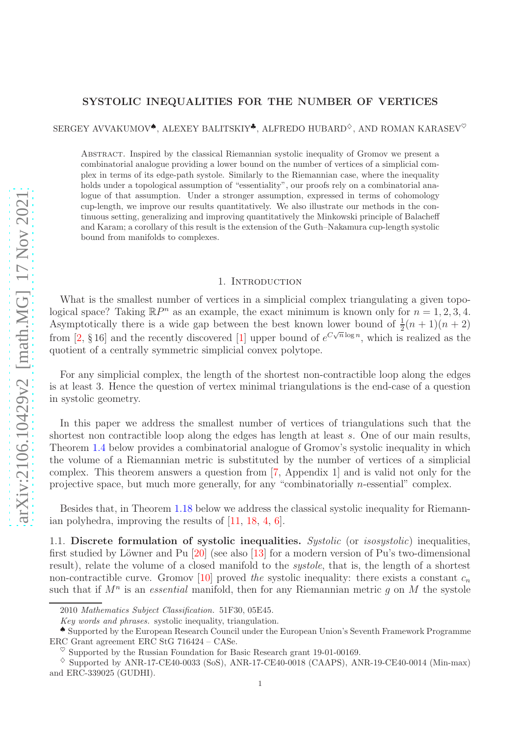# SYSTOLIC INEQUALITIES FOR THE NUMBER OF VERTICES

SERGEY AVVAKUMOV♠, ALEXEY BALITSKIY♣, ALFREDO HUBARD♢, AND ROMAN KARASEV♡

Abstract. Inspired by the classical Riemannian systolic inequality of Gromov we present a combinatorial analogue providing a lower bound on the number of vertices of a simplicial complex in terms of its edge-path systole. Similarly to the Riemannian case, where the inequality holds under a topological assumption of "essentiality", our proofs rely on a combinatorial analogue of that assumption. Under a stronger assumption, expressed in terms of cohomology cup-length, we improve our results quantitatively. We also illustrate our methods in the continuous setting, generalizing and improving quantitatively the Minkowski principle of Balacheff and Karam; a corollary of this result is the extension of the Guth–Nakamura cup-length systolic bound from manifolds to complexes.

## 1. Introduction

What is the smallest number of vertices in a simplicial complex triangulating a given topological space? Taking $\mathbb{R}P^n$ as an example, the exact minimum is known only for $n = 1, 2, 3, 4$. Asymptotically there is a wide gap between the best known lower bound of $\frac{1}{2}(n+1)(n+2)$ from [2, § 16] and the recently discovered [1] upper bound of $e^{C\sqrt{n}\log n}$, which is realized as the quotient of a centrally symmetric simplicial convex polytope.

For any simplicial complex, the length of the shortest non-contractible loop along the edges is at least 3. Hence the question of vertex minimal triangulations is the end-case of a question in systolic geometry.

In this paper we address the smallest number of vertices of triangulations such that the shortest non contractible loop along the edges has length at least $s$. One of our main results, Theorem 1.4 below provides a combinatorial analogue of Gromov's systolic inequality in which the volume of a Riemannian metric is substituted by the number of vertices of a simplicial complex. This theorem answers a question from [7, Appendix 1] and is valid not only for the projective space, but much more generally, for any "combinatorially $n$-essential" complex.

Besides that, in Theorem 1.18 below we address the classical systolic inequality for Riemannian polyhedra, improving the results of [11, 18, 4, 6].

1.1. **Discrete formulation of systolic inequalities.** *Systolic* (or *isosystolic*) inequalities, first studied by Löwner and Pu [20] (see also [13] for a modern version of Pu's two-dimensional result), relate the volume of a closed manifold to the *systole*, that is, the length of a shortest non-contractible curve. Gromov [10] proved *the* systolic inequality: there exists a constant $c_n$ such that if $M^n$ is an *essential* manifold, then for any Riemannian metric $g$ on $M$ the systole

---

2010 *Mathematics Subject Classification.* 51F30, 05E45.

*Key words and phrases.* systolic inequality, triangulation.

♠ Supported by the European Research Council under the European Union's Seventh Framework Programme ERC Grant agreement ERC StG 716424 – CASe.

♡ Supported by the Russian Foundation for Basic Research grant 19-01-00169.

♢ Supported by ANR-17-CE40-0033 (SoS), ANR-17-CE40-0018 (CAAPS), ANR-19-CE40-0014 (Min-max) and ERC-339025 (GUDHI).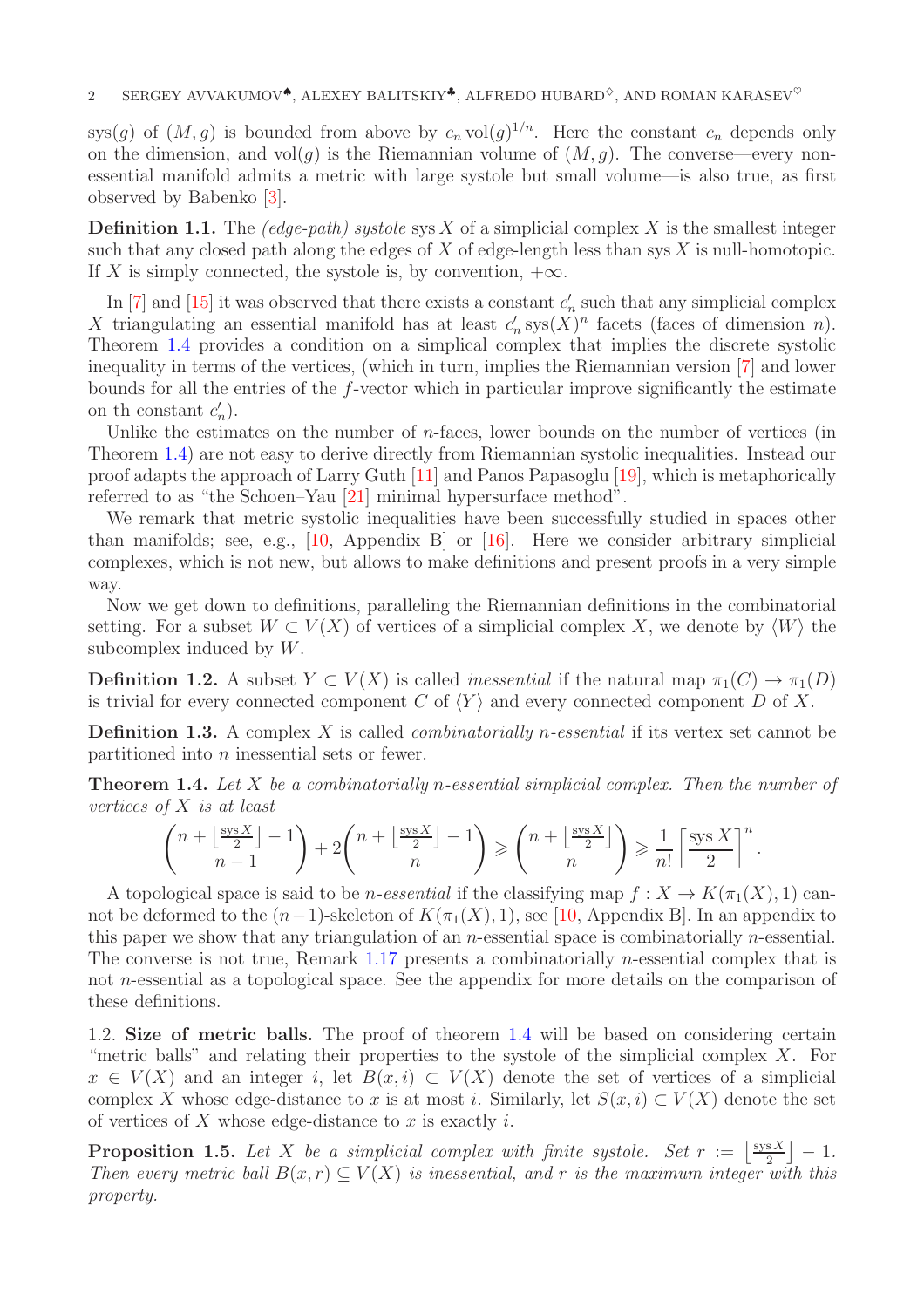sys$(g)$ of $(M, g)$ is bounded from above by $c_n \operatorname{vol}(g)^{1/n}$. Here the constant $c_n$ depends only on the dimension, and $\operatorname{vol}(g)$ is the Riemannian volume of $(M, g)$. The converse—every non-essential manifold admits a metric with large systole but small volume—is also true, as first observed by Babenko [3].

**Definition 1.1.** The *(edge-path) systole* $\operatorname{sys} X$ of a simplicial complex $X$ is the smallest integer such that any closed path along the edges of $X$ of edge-length less than $\operatorname{sys} X$ is null-homotopic. If $X$ is simply connected, the systole is, by convention, $+\infty$.

In [7] and [15] it was observed that there exists a constant $c'_n$ such that any simplicial complex $X$ triangulating an essential manifold has at least $c'_n \operatorname{sys}(X)^n$ facets (faces of dimension $n$). Theorem 1.4 provides a condition on a simplical complex that implies the discrete systolic inequality in terms of the vertices, (which in turn, implies the Riemannian version [7] and lower bounds for all the entries of the $f$-vector which in particular improve significantly the estimate on th constant $c'_n$).

Unlike the estimates on the number of $n$-faces, lower bounds on the number of vertices (in Theorem 1.4) are not easy to derive directly from Riemannian systolic inequalities. Instead our proof adapts the approach of Larry Guth [11] and Panos Papasoglu [19], which is metaphorically referred to as "the Schoen–Yau [21] minimal hypersurface method".

We remark that metric systolic inequalities have been successfully studied in spaces other than manifolds; see, e.g., [10, Appendix B] or [16]. Here we consider arbitrary simplicial complexes, which is not new, but allows to make definitions and present proofs in a very simple way.

Now we get down to definitions, paralleling the Riemannian definitions in the combinatorial setting. For a subset $W \subset V(X)$ of vertices of a simplicial complex $X$, we denote by $\langle W \rangle$ the subcomplex induced by $W$.

**Definition 1.2.** A subset $Y \subset V(X)$ is called *inessential* if the natural map $\pi_1(C) \to \pi_1(D)$ is trivial for every connected component $C$ of $\langle Y \rangle$ and every connected component $D$ of $X$.

**Definition 1.3.** A complex $X$ is called *combinatorially $n$-essential* if its vertex set cannot be partitioned into $n$ inessential sets or fewer.

**Theorem 1.4.** *Let $X$ be a combinatorially $n$-essential simplicial complex. Then the number of vertices of $X$ is at least*

$$\binom{n + \lfloor \frac{\operatorname{sys} X}{2} \rfloor - 1}{n-1} + 2\binom{n + \lfloor \frac{\operatorname{sys} X}{2} \rfloor - 1}{n} \geqslant \binom{n + \lfloor \frac{\operatorname{sys} X}{2} \rfloor}{n} \geqslant \frac{1}{n!} \left\lceil \frac{\operatorname{sys} X}{2} \right\rceil^n .$$

A topological space is said to be *$n$-essential* if the classifying map $f : X \to K(\pi_1(X), 1)$ cannot be deformed to the $(n-1)$-skeleton of $K(\pi_1(X), 1)$, see [10, Appendix B]. In an appendix to this paper we show that any triangulation of an $n$-essential space is combinatorially $n$-essential. The converse is not true, Remark 1.17 presents a combinatorially $n$-essential complex that is not $n$-essential as a topological space. See the appendix for more details on the comparison of these definitions.

1.2. **Size of metric balls.** The proof of theorem 1.4 will be based on considering certain "metric balls" and relating their properties to the systole of the simplicial complex $X$. For $x \in V(X)$ and an integer $i$, let $B(x, i) \subset V(X)$ denote the set of vertices of a simplicial complex $X$ whose edge-distance to $x$ is at most $i$. Similarly, let $S(x, i) \subset V(X)$ denote the set of vertices of $X$ whose edge-distance to $x$ is exactly $i$.

**Proposition 1.5.** *Let $X$ be a simplicial complex with finite systole. Set $r := \lfloor \frac{\operatorname{sys} X}{2} \rfloor - 1$. Then every metric ball $B(x, r) \subseteq V(X)$ is inessential, and $r$ is the maximum integer with this property.*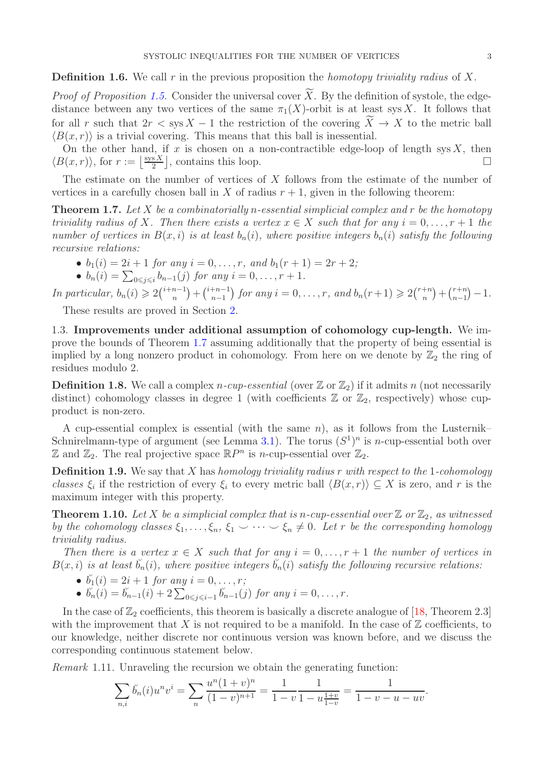**Definition 1.6.** We call $r$ in the previous proposition the *homotopy triviality radius* of $X$.

*Proof of Proposition 1.5.* Consider the universal cover $\widetilde{X}$. By the definition of systole, the edge-distance between any two vertices of the same $\pi_1(X)$-orbit is at least $\operatorname{sys} X$. It follows that for all $r$ such that $2r < \operatorname{sys} X - 1$ the restriction of the covering $\widetilde{X} \to X$ to the metric ball $\langle B(x,r)\rangle$ is a trivial covering. This means that this ball is inessential.

On the other hand, if $x$ is chosen on a non-contractible edge-loop of length $\operatorname{sys} X$, then $\langle B(x,r)\rangle$, for $r := \left\lfloor \frac{\operatorname{sys} X}{2} \right\rfloor$, contains this loop. $\square$

The estimate on the number of vertices of $X$ follows from the estimate of the number of vertices in a carefully chosen ball in $X$ of radius $r+1$, given in the following theorem:

**Theorem 1.7.** *Let $X$ be a combinatorially $n$-essential simplicial complex and $r$ be the homotopy triviality radius of $X$. Then there exists a vertex $x \in X$ such that for any $i = 0, \dots, r+1$ the number of vertices in $B(x,i)$ is at least $b_n(i)$, where positive integers $b_n(i)$ satisfy the following recursive relations:*

- $b_1(i) = 2i+1$ *for any* $i = 0, \dots, r$, *and* $b_1(r+1) = 2r+2$;
- $b_n(i) = \sum_{0 \leqslant j \leqslant i} b_{n-1}(j)$ *for any* $i = 0, \dots, r+1$.

*In particular,* $b_n(i) \geqslant 2\binom{i+n-1}{n} + \binom{i+n-1}{n-1}$ *for any* $i = 0, \dots, r$, *and* $b_n(r+1) \geqslant 2\binom{r+n}{n} + \binom{r+n}{n-1} - 1$.

These results are proved in Section 2.

### 1.3. Improvements under additional assumption of cohomology cup-length.

We improve the bounds of Theorem 1.7 assuming additionally that the property of being essential is implied by a long nonzero product in cohomology. From here on we denote by $\mathbb{Z}_2$ the ring of residues modulo 2.

**Definition 1.8.** We call a complex *$n$-cup-essential* (over $\mathbb{Z}$ or $\mathbb{Z}_2$) if it admits $n$ (not necessarily distinct) cohomology classes in degree 1 (with coefficients $\mathbb{Z}$ or $\mathbb{Z}_2$, respectively) whose cup-product is non-zero.

A cup-essential complex is essential (with the same $n$), as it follows from the Lusternik–Schnirelmann-type of argument (see Lemma 3.1). The torus $(S^1)^n$ is $n$-cup-essential both over $\mathbb{Z}$ and $\mathbb{Z}_2$. The real projective space $\mathbb{R}P^n$ is $n$-cup-essential over $\mathbb{Z}_2$.

**Definition 1.9.** We say that $X$ has *homology triviality radius $r$ with respect to the 1-cohomology classes $\xi_i$* if the restriction of every $\xi_i$ to every metric ball $\langle B(x,r)\rangle \subseteq X$ is zero, and $r$ is the maximum integer with this property.

**Theorem 1.10.** *Let $X$ be a simplicial complex that is $n$-cup-essential over $\mathbb{Z}$ or $\mathbb{Z}_2$, as witnessed by the cohomology classes $\xi_1, \dots, \xi_n$, $\xi_1 \smile \dots \smile \xi_n \neq 0$. Let $r$ be the corresponding homology triviality radius.*

*Then there is a vertex $x \in X$ such that for any $i = 0, \dots, r+1$ the number of vertices in $B(x,i)$ is at least $\breve{b}_n(i)$, where positive integers $\breve{b}_n(i)$ satisfy the following recursive relations:*

- $\breve{b}_1(i) = 2i+1$ *for any* $i = 0, \dots, r$;
- $\breve{b}_n(i) = \breve{b}_{n-1}(i) + 2\sum_{0 \leqslant j \leqslant i-1} \breve{b}_{n-1}(j)$ *for any* $i = 0, \dots, r$.

In the case of $\mathbb{Z}_2$ coefficients, this theorem is basically a discrete analogue of [18, Theorem 2.3] with the improvement that $X$ is not required to be a manifold. In the case of $\mathbb{Z}$ coefficients, to our knowledge, neither discrete nor continuous version was known before, and we discuss the corresponding continuous statement below.

*Remark* 1.11. Unraveling the recursion we obtain the generating function:

$$\sum_{n,i} \breve{b}_n(i) u^n v^i = \sum_n \frac{u^n (1+v)^n}{(1-v)^{n+1}} = \frac{1}{1-v} \frac{1}{1 - u\frac{1+v}{1-v}} = \frac{1}{1-v-u-uv}.$$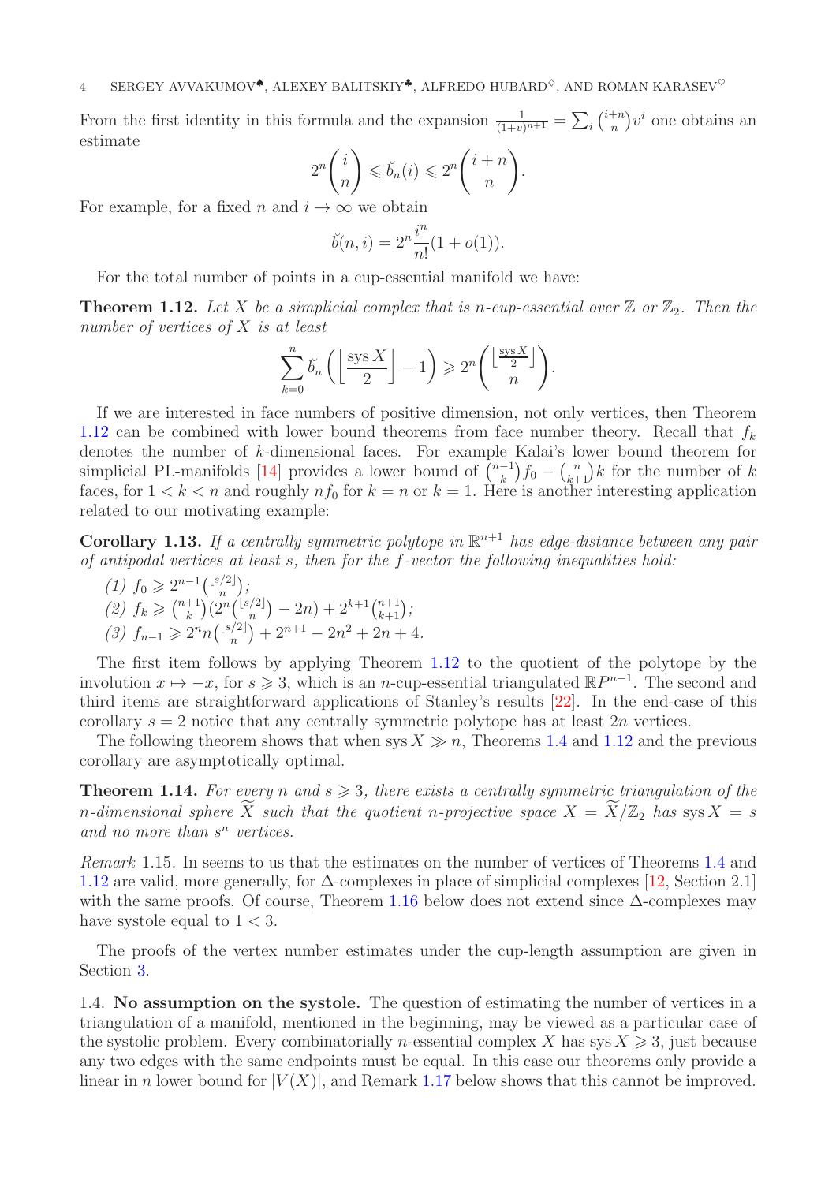From the first identity in this formula and the expansion $\frac{1}{(1+v)^{n+1}} = \sum_i \binom{i+n}{n} v^i$ one obtains an estimate

$$2^n \binom{i}{n} \leqslant \breve{b}_n(i) \leqslant 2^n \binom{i+n}{n}.$$

For example, for a fixed $n$ and $i \to \infty$ we obtain

$$\breve{b}(n,i) = 2^n \frac{i^n}{n!}(1+o(1)).$$

For the total number of points in a cup-essential manifold we have:

**Theorem 1.12.** *Let $X$ be a simplicial complex that is $n$-cup-essential over $\mathbb{Z}$ or $\mathbb{Z}_2$. Then the number of vertices of $X$ is at least*

$$\sum_{k=0}^{n} \breve{b}_n \left( \left\lfloor \frac{\operatorname{sys} X}{2} \right\rfloor - 1 \right) \geqslant 2^n \binom{\left\lfloor \frac{\operatorname{sys} X}{2} \right\rfloor}{n}.$$

If we are interested in face numbers of positive dimension, not only vertices, then Theorem 1.12 can be combined with lower bound theorems from face number theory. Recall that $f_k$ denotes the number of $k$-dimensional faces. For example Kalai's lower bound theorem for simplicial PL-manifolds [14] provides a lower bound of $\binom{n-1}{k} f_0 - \binom{n}{k+1} k$ for the number of $k$ faces, for $1 < k < n$ and roughly $n f_0$ for $k = n$ or $k = 1$. Here is another interesting application related to our motivating example:

**Corollary 1.13.** *If a centrally symmetric polytope in $\mathbb{R}^{n+1}$ has edge-distance between any pair of antipodal vertices at least $s$, then for the $f$-vector the following inequalities hold:*

*(1) $f_0 \geqslant 2^{n-1}\binom{\lfloor s/2 \rfloor}{n}$;*
*(2) $f_k \geqslant \binom{n+1}{k}\left(2^n \binom{\lfloor s/2 \rfloor}{n} - 2n\right) + 2^{k+1}\binom{n+1}{k+1}$;*
*(3) $f_{n-1} \geqslant 2^n n \binom{\lfloor s/2 \rfloor}{n} + 2^{n+1} - 2n^2 + 2n + 4$.*

The first item follows by applying Theorem 1.12 to the quotient of the polytope by the involution $x \mapsto -x$, for $s \geqslant 3$, which is an $n$-cup-essential triangulated $\mathbb{R}P^{n-1}$. The second and third items are straightforward applications of Stanley's results [22]. In the end-case of this corollary $s = 2$ notice that any centrally symmetric polytope has at least $2n$ vertices.

The following theorem shows that when $\operatorname{sys} X \gg n$, Theorems 1.4 and 1.12 and the previous corollary are asymptotically optimal.

**Theorem 1.14.** *For every $n$ and $s \geqslant 3$, there exists a centrally symmetric triangulation of the $n$-dimensional sphere $\widetilde{X}$ such that the quotient $n$-projective space $X = \widetilde{X}/\mathbb{Z}_2$ has $\operatorname{sys} X = s$ and no more than $s^n$ vertices.*

*Remark* 1.15. In seems to us that the estimates on the number of vertices of Theorems 1.4 and 1.12 are valid, more generally, for $\Delta$-complexes in place of simplicial complexes [12, Section 2.1] with the same proofs. Of course, Theorem 1.16 below does not extend since $\Delta$-complexes may have systole equal to $1 < 3$.

The proofs of the vertex number estimates under the cup-length assumption are given in Section 3.

1.4. **No assumption on the systole.** The question of estimating the number of vertices in a triangulation of a manifold, mentioned in the beginning, may be viewed as a particular case of the systolic problem. Every combinatorially $n$-essential complex $X$ has $\operatorname{sys} X \geqslant 3$, just because any two edges with the same endpoints must be equal. In this case our theorems only provide a linear in $n$ lower bound for $|V(X)|$, and Remark 1.17 below shows that this cannot be improved.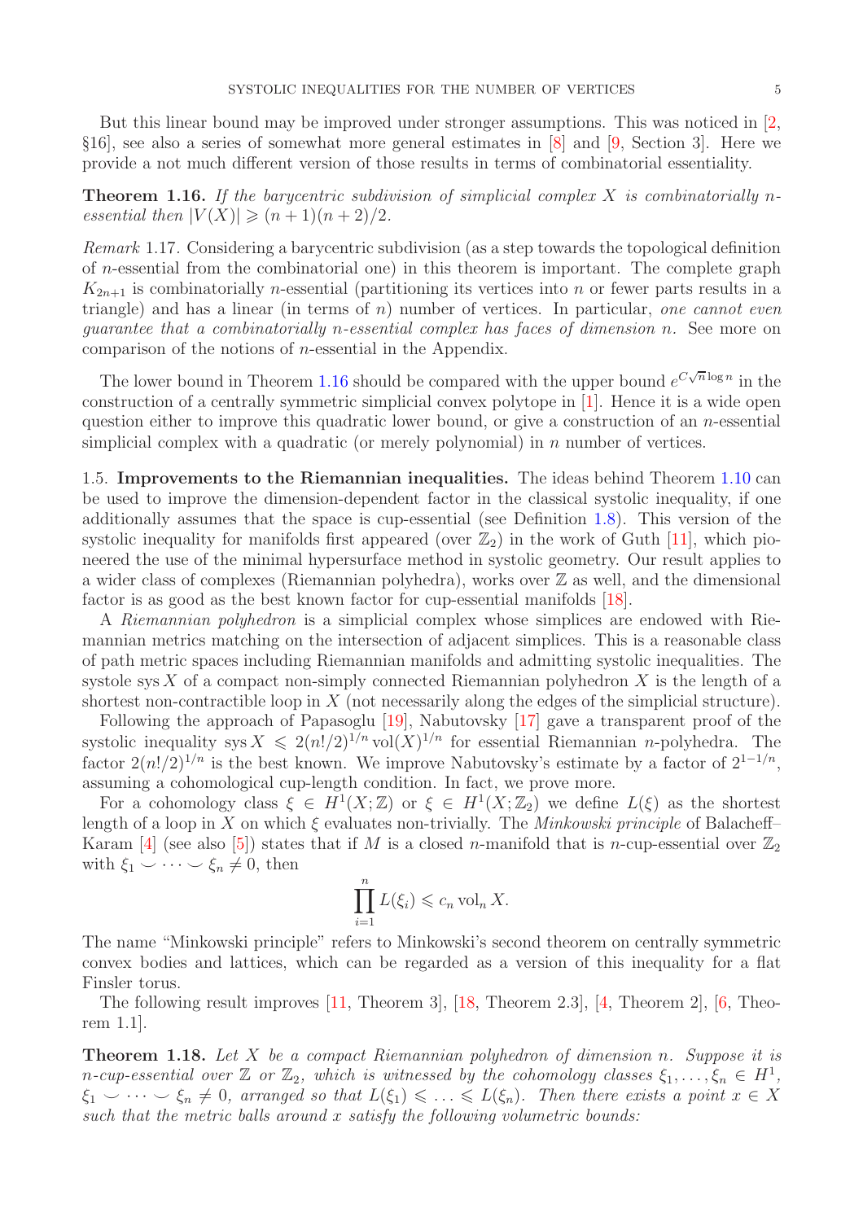But this linear bound may be improved under stronger assumptions. This was noticed in [2, §16], see also a series of somewhat more general estimates in [8] and [9, Section 3]. Here we provide a not much different version of those results in terms of combinatorial essentiality.

**Theorem 1.16.** *If the barycentric subdivision of simplicial complex $X$ is combinatorially $n$-essential then $|V(X)| \geqslant (n+1)(n+2)/2$.*

*Remark* 1.17. Considering a barycentric subdivision (as a step towards the topological definition of $n$-essential from the combinatorial one) in this theorem is important. The complete graph $K_{2n+1}$ is combinatorially $n$-essential (partitioning its vertices into $n$ or fewer parts results in a triangle) and has a linear (in terms of $n$) number of vertices. In particular, *one cannot even guarantee that a combinatorially $n$-essential complex has faces of dimension $n$.* See more on comparison of the notions of $n$-essential in the Appendix.

The lower bound in Theorem 1.16 should be compared with the upper bound $e^{C\sqrt{n}\log n}$ in the construction of a centrally symmetric simplicial convex polytope in [1]. Hence it is a wide open question either to improve this quadratic lower bound, or give a construction of an $n$-essential simplicial complex with a quadratic (or merely polynomial) in $n$ number of vertices.

1.5. **Improvements to the Riemannian inequalities.** The ideas behind Theorem 1.10 can be used to improve the dimension-dependent factor in the classical systolic inequality, if one additionally assumes that the space is cup-essential (see Definition 1.8). This version of the systolic inequality for manifolds first appeared (over $\mathbb{Z}_2$) in the work of Guth [11], which pioneered the use of the minimal hypersurface method in systolic geometry. Our result applies to a wider class of complexes (Riemannian polyhedra), works over $\mathbb{Z}$ as well, and the dimensional factor is as good as the best known factor for cup-essential manifolds [18].

A *Riemannian polyhedron* is a simplicial complex whose simplices are endowed with Riemannian metrics matching on the intersection of adjacent simplices. This is a reasonable class of path metric spaces including Riemannian manifolds and admitting systolic inequalities. The systole $\operatorname{sys} X$ of a compact non-simply connected Riemannian polyhedron $X$ is the length of a shortest non-contractible loop in $X$ (not necessarily along the edges of the simplicial structure).

Following the approach of Papasoglu [19], Nabutovsky [17] gave a transparent proof of the systolic inequality $\operatorname{sys} X \leqslant 2(n!/2)^{1/n}\operatorname{vol}(X)^{1/n}$ for essential Riemannian $n$-polyhedra. The factor $2(n!/2)^{1/n}$ is the best known. We improve Nabutovsky's estimate by a factor of $2^{1-1/n}$, assuming a cohomological cup-length condition. In fact, we prove more.

For a cohomology class $\xi \in H^1(X;\mathbb{Z})$ or $\xi \in H^1(X;\mathbb{Z}_2)$ we define $L(\xi)$ as the shortest length of a loop in $X$ on which $\xi$ evaluates non-trivially. The *Minkowski principle* of Balacheff–Karam [4] (see also [5]) states that if $M$ is a closed $n$-manifold that is $n$-cup-essential over $\mathbb{Z}_2$ with $\xi_1 \smile \cdots \smile \xi_n \neq 0$, then

$$\prod_{i=1}^{n} L(\xi_i) \leqslant c_n \operatorname{vol}_n X.$$

The name "Minkowski principle" refers to Minkowski's second theorem on centrally symmetric convex bodies and lattices, which can be regarded as a version of this inequality for a flat Finsler torus.

The following result improves [11, Theorem 3], [18, Theorem 2.3], [4, Theorem 2], [6, Theorem 1.1].

**Theorem 1.18.** *Let $X$ be a compact Riemannian polyhedron of dimension $n$. Suppose it is $n$-cup-essential over $\mathbb{Z}$ or $\mathbb{Z}_2$, which is witnessed by the cohomology classes $\xi_1, \ldots, \xi_n \in H^1$, $\xi_1 \smile \cdots \smile \xi_n \neq 0$, arranged so that $L(\xi_1) \leqslant \ldots \leqslant L(\xi_n)$. Then there exists a point $x \in X$ such that the metric balls around $x$ satisfy the following volumetric bounds:*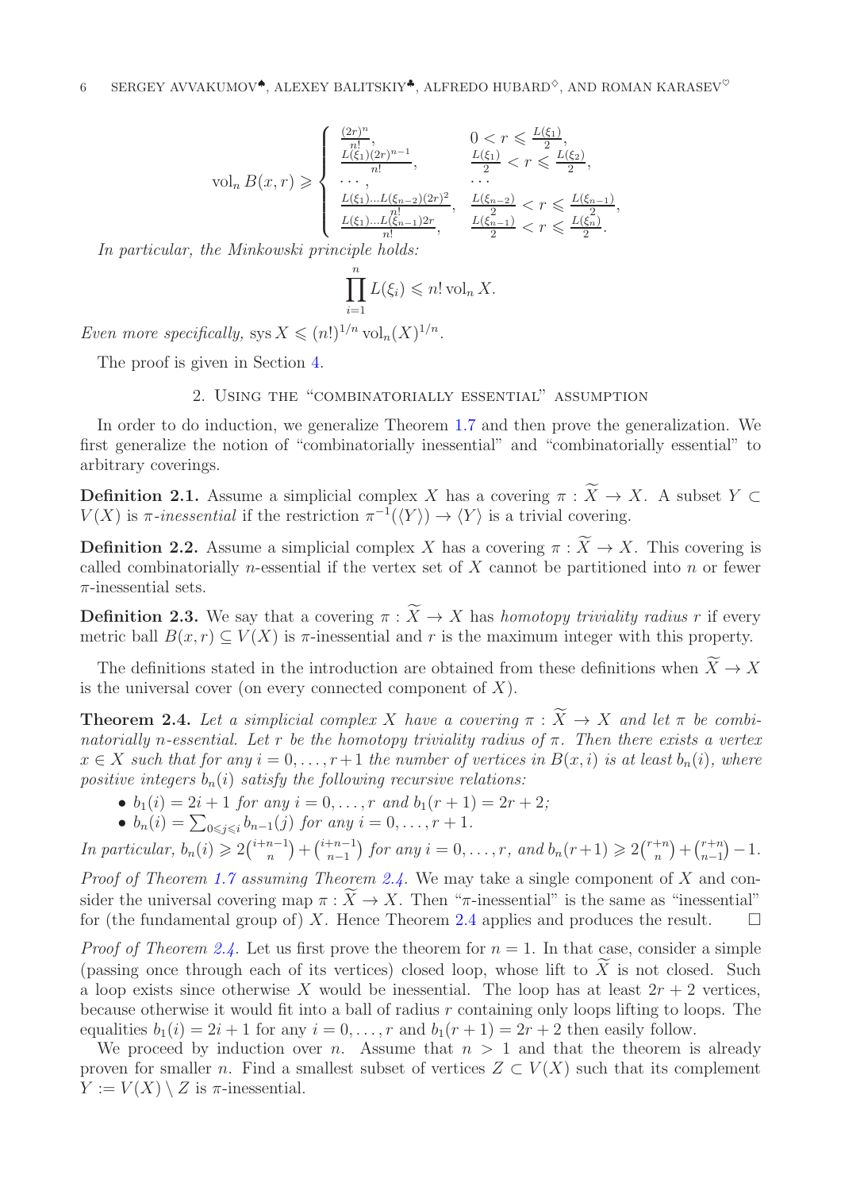$$\operatorname{vol}_n B(x,r) \geqslant \begin{cases} \frac{(2r)^n}{n!}, & 0 < r \leqslant \frac{L(\xi_1)}{2}, \\ \frac{L(\xi_1)(2r)^{n-1}}{n!}, & \frac{L(\xi_1)}{2} < r \leqslant \frac{L(\xi_2)}{2}, \\ \dots, & \dots \\ \frac{L(\xi_1)\dots L(\xi_{n-2})(2r)^2}{n!}, & \frac{L(\xi_{n-2})}{2} < r \leqslant \frac{L(\xi_{n-1})}{2}, \\ \frac{L(\xi_1)\dots L(\xi_{n-1})2r}{n!}, & \frac{L(\xi_{n-1})}{2} < r \leqslant \frac{L(\xi_n)}{2}. \end{cases}$$

*In particular, the Minkowski principle holds:*

$$\prod_{i=1}^{n} L(\xi_i) \leqslant n! \operatorname{vol}_n X.$$

*Even more specifically,* $\operatorname{sys} X \leqslant (n!)^{1/n} \operatorname{vol}_n(X)^{1/n}$.

The proof is given in Section 4.

## 2. Using the "combinatorially essential" assumption

In order to do induction, we generalize Theorem 1.7 and then prove the generalization. We first generalize the notion of "combinatorially inessential" and "combinatorially essential" to arbitrary coverings.

**Definition 2.1.** Assume a simplicial complex $X$ has a covering $\pi : \widetilde{X} \to X$. A subset $Y \subset V(X)$ is $\pi$-*inessential* if the restriction $\pi^{-1}(\langle Y \rangle) \to \langle Y \rangle$ is a trivial covering.

**Definition 2.2.** Assume a simplicial complex $X$ has a covering $\pi : \widetilde{X} \to X$. This covering is called combinatorially $n$-essential if the vertex set of $X$ cannot be partitioned into $n$ or fewer $\pi$-inessential sets.

**Definition 2.3.** We say that a covering $\pi : \widetilde{X} \to X$ has *homotopy triviality radius* $r$ if every metric ball $B(x, r) \subseteq V(X)$ is $\pi$-inessential and $r$ is the maximum integer with this property.

The definitions stated in the introduction are obtained from these definitions when $\widetilde{X} \to X$ is the universal cover (on every connected component of $X$).

**Theorem 2.4.** *Let a simplicial complex $X$ have a covering $\pi : \widetilde{X} \to X$ and let $\pi$ be combinatorially $n$-essential. Let $r$ be the homotopy triviality radius of $\pi$. Then there exists a vertex $x \in X$ such that for any $i = 0, \dots, r+1$ the number of vertices in $B(x, i)$ is at least $b_n(i)$, where positive integers $b_n(i)$ satisfy the following recursive relations:*

- *$b_1(i) = 2i + 1$ for any $i = 0, \dots, r$ and $b_1(r+1) = 2r + 2$;*
- *$b_n(i) = \sum_{0 \leqslant j \leqslant i} b_{n-1}(j)$ for any $i = 0, \dots, r+1$.*

*In particular, $b_n(i) \geqslant 2\binom{i+n-1}{n} + \binom{i+n-1}{n-1}$ for any $i = 0, \dots, r$, and $b_n(r+1) \geqslant 2\binom{r+n}{n} + \binom{r+n}{n-1} - 1$.*

*Proof of Theorem 1.7 assuming Theorem 2.4.* We may take a single component of $X$ and consider the universal covering map $\pi : \widetilde{X} \to X$. Then "$\pi$-inessential" is the same as "inessential" for (the fundamental group of) $X$. Hence Theorem 2.4 applies and produces the result. $\square$

*Proof of Theorem 2.4.* Let us first prove the theorem for $n = 1$. In that case, consider a simple (passing once through each of its vertices) closed loop, whose lift to $\widetilde{X}$ is not closed. Such a loop exists since otherwise $X$ would be inessential. The loop has at least $2r + 2$ vertices, because otherwise it would fit into a ball of radius $r$ containing only loops lifting to loops. The equalities $b_1(i) = 2i + 1$ for any $i = 0, \dots, r$ and $b_1(r + 1) = 2r + 2$ then easily follow.

We proceed by induction over $n$. Assume that $n > 1$ and that the theorem is already proven for smaller $n$. Find a smallest subset of vertices $Z \subset V(X)$ such that its complement $Y := V(X) \setminus Z$ is $\pi$-inessential.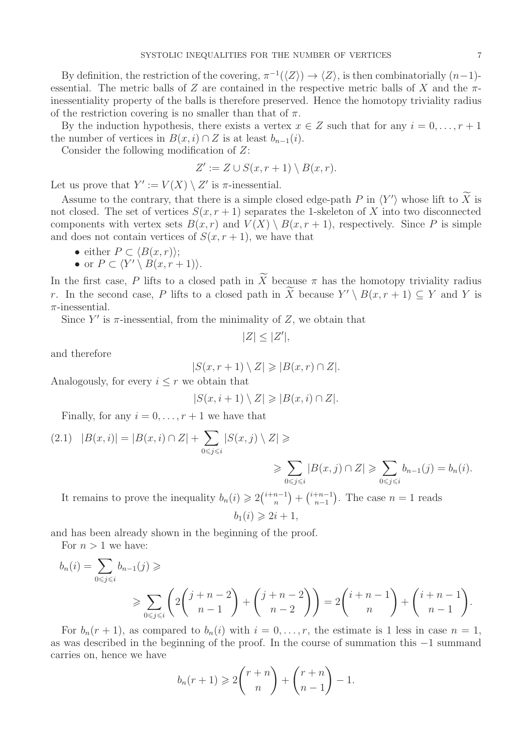By definition, the restriction of the covering, $\pi^{-1}(\langle Z \rangle) \to \langle Z \rangle$, is then combinatorially $(n-1)$-essential. The metric balls of $Z$ are contained in the respective metric balls of $X$ and the $\pi$-inessentiality property of the balls is therefore preserved. Hence the homotopy triviality radius of the restriction covering is no smaller than that of $\pi$.

By the induction hypothesis, there exists a vertex $x \in Z$ such that for any $i = 0, \ldots, r+1$ the number of vertices in $B(x,i) \cap Z$ is at least $b_{n-1}(i)$.

Consider the following modification of $Z$:

$$Z' := Z \cup S(x, r+1) \setminus B(x,r).$$

Let us prove that $Y' := V(X) \setminus Z'$ is $\pi$-inessential.

Assume to the contrary, that there is a simple closed edge-path $P$ in $\langle Y' \rangle$ whose lift to $\widetilde{X}$ is not closed. The set of vertices $S(x, r+1)$ separates the 1-skeleton of $X$ into two disconnected components with vertex sets $B(x,r)$ and $V(X) \setminus B(x, r+1)$, respectively. Since $P$ is simple and does not contain vertices of $S(x, r+1)$, we have that

- either $P \subset \langle B(x,r) \rangle$;
- or $P \subset \langle Y' \setminus B(x, r+1) \rangle$.

In the first case, $P$ lifts to a closed path in $\widetilde{X}$ because $\pi$ has the homotopy triviality radius $r$. In the second case, $P$ lifts to a closed path in $\widetilde{X}$ because $Y' \setminus B(x, r+1) \subseteq Y$ and $Y$ is $\pi$-inessential.

Since $Y'$ is $\pi$-inessential, from the minimality of $Z$, we obtain that

$$|Z| \leq |Z'|,$$

and therefore

$$|S(x, r+1) \setminus Z| \geqslant |B(x,r) \cap Z|.$$

Analogously, for every $i \leq r$ we obtain that

$$|S(x, i+1) \setminus Z| \geqslant |B(x,i) \cap Z|.$$

Finally, for any $i = 0, \ldots, r+1$ we have that

$$|B(x,i)| = |B(x,i) \cap Z| + \sum_{0 \leqslant j \leqslant i} |S(x,j) \setminus Z| \geqslant \geqslant \sum_{0 \leqslant j \leqslant i} |B(x,j) \cap Z| \geqslant \sum_{0 \leqslant j \leqslant i} b_{n-1}(j) = b_n(i). \tag{2.1}$$

It remains to prove the inequality $b_n(i) \geqslant 2\binom{i+n-1}{n} + \binom{i+n-1}{n-1}$. The case $n = 1$ reads

$$b_1(i) \geqslant 2i + 1,$$

and has been already shown in the beginning of the proof.

For $n > 1$ we have:

$$b_n(i) = \sum_{0 \leqslant j \leqslant i} b_{n-1}(j) \geqslant \geqslant \sum_{0 \leqslant j \leqslant i} \left( 2\binom{j+n-2}{n-1} + \binom{j+n-2}{n-2} \right) = 2\binom{i+n-1}{n} + \binom{i+n-1}{n-1}.$$

For $b_n(r+1)$, as compared to $b_n(i)$ with $i = 0, \ldots, r$, the estimate is 1 less in case $n = 1$, as was described in the beginning of the proof. In the course of summation this $-1$ summand carries on, hence we have

$$b_n(r+1) \geqslant 2\binom{r+n}{n} + \binom{r+n}{n-1} - 1.$$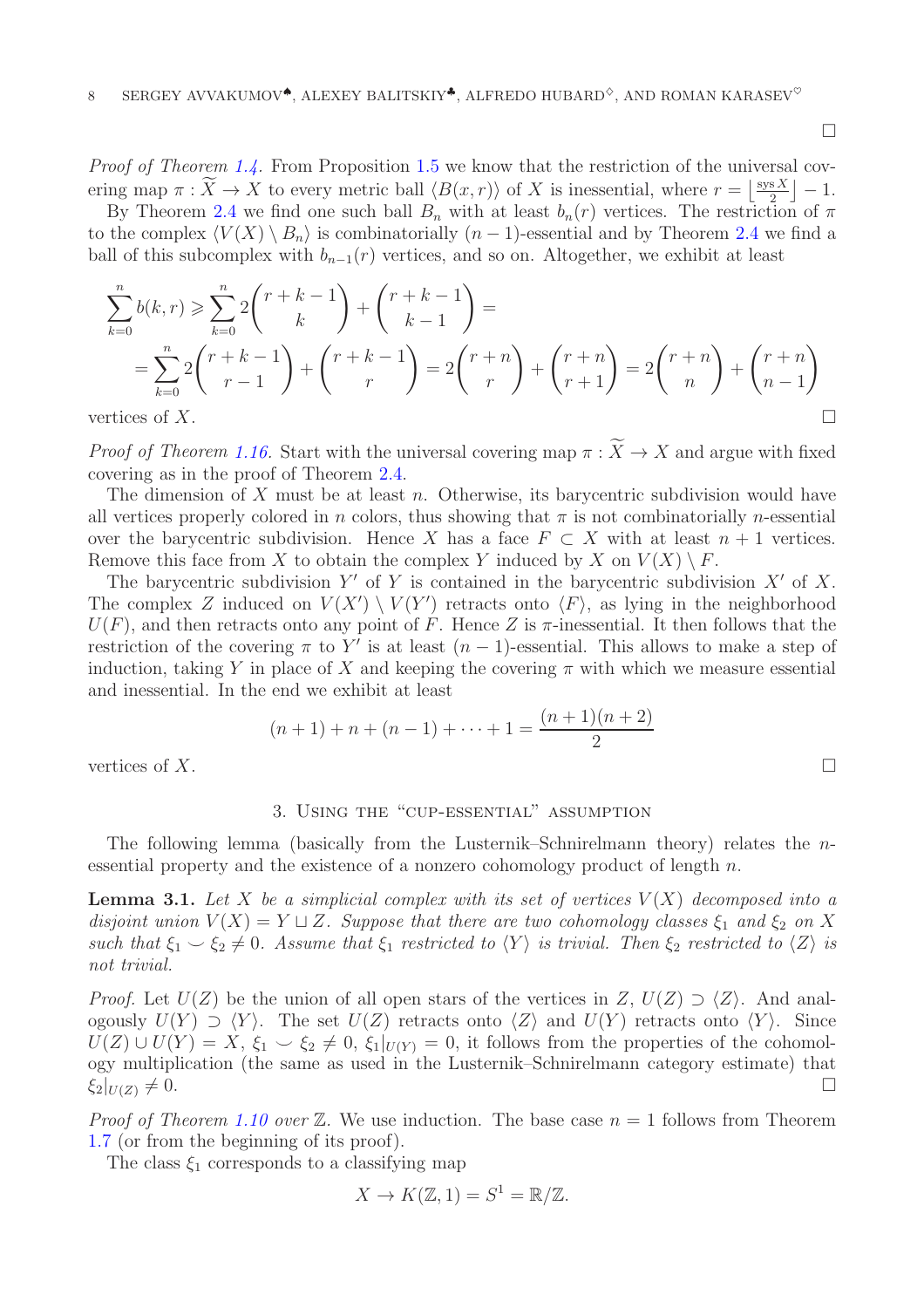□

*Proof of Theorem 1.4.* From Proposition 1.5 we know that the restriction of the universal covering map $\pi : \widetilde{X} \to X$ to every metric ball $\langle B(x,r)\rangle$ of $X$ is inessential, where $r = \lfloor \frac{\operatorname{sys} X}{2} \rfloor - 1$.

By Theorem 2.4 we find one such ball $B_n$ with at least $b_n(r)$ vertices. The restriction of $\pi$ to the complex $\langle V(X) \setminus B_n\rangle$ is combinatorially $(n-1)$-essential and by Theorem 2.4 we find a ball of this subcomplex with $b_{n-1}(r)$ vertices, and so on. Altogether, we exhibit at least

$$\sum_{k=0}^{n} b(k,r) \geqslant \sum_{k=0}^{n} 2\binom{r+k-1}{k} + \binom{r+k-1}{k-1} =$$
$$= \sum_{k=0}^{n} 2\binom{r+k-1}{r-1} + \binom{r+k-1}{r} = 2\binom{r+n}{r} + \binom{r+n}{r+1} = 2\binom{r+n}{n} + \binom{r+n}{n-1}$$

vertices of $X$. □

*Proof of Theorem 1.16.* Start with the universal covering map $\pi : \widetilde{X} \to X$ and argue with fixed covering as in the proof of Theorem 2.4.

The dimension of $X$ must be at least $n$. Otherwise, its barycentric subdivision would have all vertices properly colored in $n$ colors, thus showing that $\pi$ is not combinatorially $n$-essential over the barycentric subdivision. Hence $X$ has a face $F \subset X$ with at least $n+1$ vertices. Remove this face from $X$ to obtain the complex $Y$ induced by $X$ on $V(X) \setminus F$.

The barycentric subdivision $Y'$ of $Y$ is contained in the barycentric subdivision $X'$ of $X$. The complex $Z$ induced on $V(X') \setminus V(Y')$ retracts onto $\langle F\rangle$, as lying in the neighborhood $U(F)$, and then retracts onto any point of $F$. Hence $Z$ is $\pi$-inessential. It then follows that the restriction of the covering $\pi$ to $Y'$ is at least $(n-1)$-essential. This allows to make a step of induction, taking $Y$ in place of $X$ and keeping the covering $\pi$ with which we measure essential and inessential. In the end we exhibit at least

$$(n+1) + n + (n-1) + \cdots + 1 = \frac{(n+1)(n+2)}{2}$$

vertices of $X$. □

## 3. Using the "cup-essential" assumption

The following lemma (basically from the Lusternik–Schnirelmann theory) relates the $n$-essential property and the existence of a nonzero cohomology product of length $n$.

**Lemma 3.1.** *Let $X$ be a simplicial complex with its set of vertices $V(X)$ decomposed into a disjoint union $V(X) = Y \sqcup Z$. Suppose that there are two cohomology classes $\xi_1$ and $\xi_2$ on $X$ such that $\xi_1 \smile \xi_2 \neq 0$. Assume that $\xi_1$ restricted to $\langle Y\rangle$ is trivial. Then $\xi_2$ restricted to $\langle Z\rangle$ is not trivial.*

*Proof.* Let $U(Z)$ be the union of all open stars of the vertices in $Z$, $U(Z) \supset \langle Z\rangle$. And analogously $U(Y) \supset \langle Y\rangle$. The set $U(Z)$ retracts onto $\langle Z\rangle$ and $U(Y)$ retracts onto $\langle Y\rangle$. Since $U(Z) \cup U(Y) = X$, $\xi_1 \smile \xi_2 \neq 0$, $\xi_1|_{U(Y)} = 0$, it follows from the properties of the cohomology multiplication (the same as used in the Lusternik–Schnirelmann category estimate) that $\xi_2|_{U(Z)} \neq 0$. □

*Proof of Theorem 1.10 over $\mathbb{Z}$.* We use induction. The base case $n = 1$ follows from Theorem 1.7 (or from the beginning of its proof).

The class $\xi_1$ corresponds to a classifying map

$$X \to K(\mathbb{Z}, 1) = S^1 = \mathbb{R}/\mathbb{Z}.$$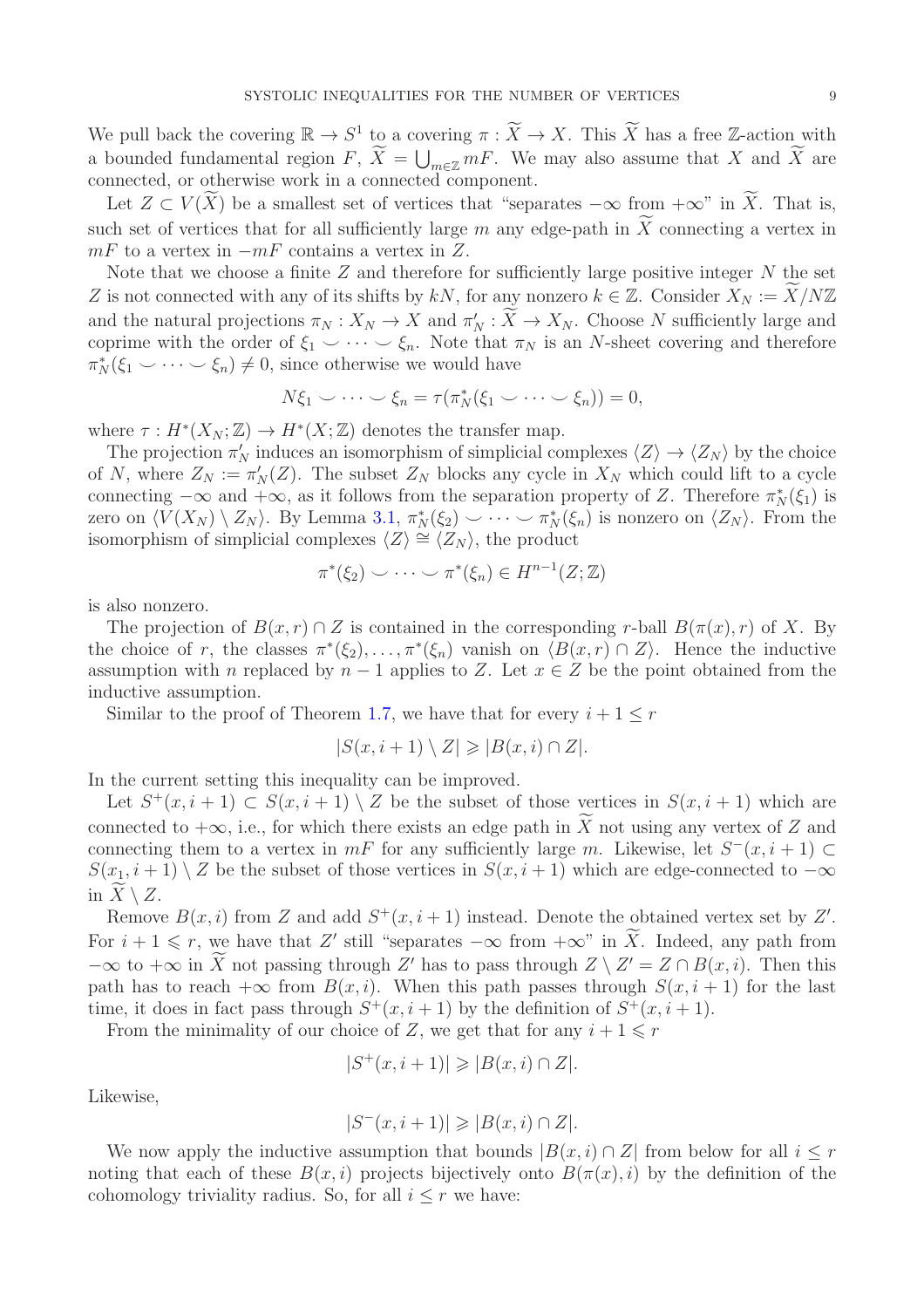We pull back the covering $\mathbb{R} \to S^1$ to a covering $\pi : \widetilde{X} \to X$. This $\widetilde{X}$ has a free $\mathbb{Z}$-action with a bounded fundamental region $F$, $\widetilde{X} = \bigcup_{m\in\mathbb{Z}} mF$. We may also assume that $X$ and $\widetilde{X}$ are connected, or otherwise work in a connected component.

Let $Z \subset V(\widetilde{X})$ be a smallest set of vertices that "separates $-\infty$ from $+\infty$" in $\widetilde{X}$. That is, such set of vertices that for all sufficiently large $m$ any edge-path in $\widetilde{X}$ connecting a vertex in $mF$ to a vertex in $-mF$ contains a vertex in $Z$.

Note that we choose a finite $Z$ and therefore for sufficiently large positive integer $N$ the set $Z$ is not connected with any of its shifts by $kN$, for any nonzero $k \in \mathbb{Z}$. Consider $X_N := \widetilde{X}/N\mathbb{Z}$ and the natural projections $\pi_N : X_N \to X$ and $\pi'_N : \widetilde{X} \to X_N$. Choose $N$ sufficiently large and coprime with the order of $\xi_1 \smile \cdots \smile \xi_n$. Note that $\pi_N$ is an $N$-sheet covering and therefore $\pi_N^*(\xi_1 \smile \cdots \smile \xi_n) \neq 0$, since otherwise we would have

$$N\xi_1 \smile \cdots \smile \xi_n = \tau(\pi_N^*(\xi_1 \smile \cdots \smile \xi_n)) = 0,$$

where $\tau : H^*(X_N;\mathbb{Z}) \to H^*(X;\mathbb{Z})$ denotes the transfer map.

The projection $\pi'_N$ induces an isomorphism of simplicial complexes $\langle Z\rangle \to \langle Z_N\rangle$ by the choice of $N$, where $Z_N := \pi'_N(Z)$. The subset $Z_N$ blocks any cycle in $X_N$ which could lift to a cycle connecting $-\infty$ and $+\infty$, as it follows from the separation property of $Z$. Therefore $\pi_N^*(\xi_1)$ is zero on $\langle V(X_N) \setminus Z_N\rangle$. By Lemma 3.1, $\pi_N^*(\xi_2) \smile \cdots \smile \pi_N^*(\xi_n)$ is nonzero on $\langle Z_N\rangle$. From the isomorphism of simplicial complexes $\langle Z\rangle \cong \langle Z_N\rangle$, the product

$$\pi^*(\xi_2) \smile \cdots \smile \pi^*(\xi_n) \in H^{n-1}(Z;\mathbb{Z})$$

is also nonzero.

The projection of $B(x,r) \cap Z$ is contained in the corresponding $r$-ball $B(\pi(x), r)$ of $X$. By the choice of $r$, the classes $\pi^*(\xi_2), \ldots, \pi^*(\xi_n)$ vanish on $\langle B(x,r) \cap Z\rangle$. Hence the inductive assumption with $n$ replaced by $n-1$ applies to $Z$. Let $x \in Z$ be the point obtained from the inductive assumption.

Similar to the proof of Theorem 1.7, we have that for every $i + 1 \leq r$

$$|S(x, i+1) \setminus Z| \geqslant |B(x,i) \cap Z|.$$

In the current setting this inequality can be improved.

Let $S^+(x, i+1) \subset S(x, i+1) \setminus Z$ be the subset of those vertices in $S(x, i+1)$ which are connected to $+\infty$, i.e., for which there exists an edge path in $\widetilde{X}$ not using any vertex of $Z$ and connecting them to a vertex in $mF$ for any sufficiently large $m$. Likewise, let $S^-(x, i+1) \subset S(x_1, i+1) \setminus Z$ be the subset of those vertices in $S(x, i+1)$ which are edge-connected to $-\infty$ in $\widetilde{X} \setminus Z$.

Remove $B(x,i)$ from $Z$ and add $S^+(x, i+1)$ instead. Denote the obtained vertex set by $Z'$. For $i + 1 \leqslant r$, we have that $Z'$ still "separates $-\infty$ from $+\infty$" in $\widetilde{X}$. Indeed, any path from $-\infty$ to $+\infty$ in $\widetilde{X}$ not passing through $Z'$ has to pass through $Z \setminus Z' = Z \cap B(x,i)$. Then this path has to reach $+\infty$ from $B(x,i)$. When this path passes through $S(x, i+1)$ for the last time, it does in fact pass through $S^+(x, i+1)$ by the definition of $S^+(x, i+1)$.

From the minimality of our choice of $Z$, we get that for any $i + 1 \leqslant r$

$$|S^+(x, i+1)| \geqslant |B(x,i) \cap Z|.$$

Likewise,

$$|S^-(x, i+1)| \geqslant |B(x,i) \cap Z|.$$

We now apply the inductive assumption that bounds $|B(x,i) \cap Z|$ from below for all $i \leq r$ noting that each of these $B(x,i)$ projects bijectively onto $B(\pi(x), i)$ by the definition of the cohomology triviality radius. So, for all $i \leq r$ we have: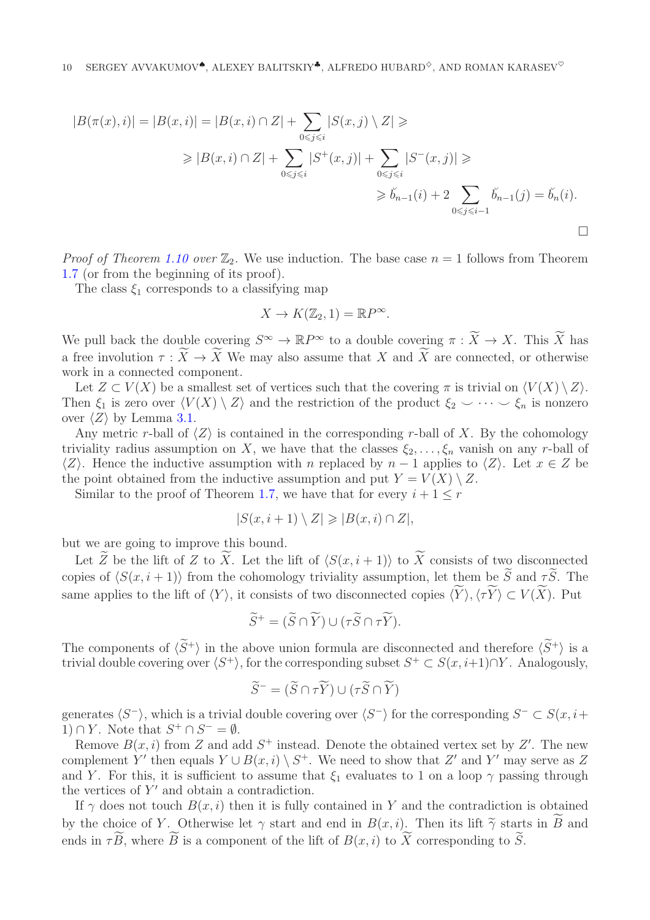$$
\begin{aligned}
|B(\pi(x), i)| = |B(x, i)| &= |B(x, i) \cap Z| + \sum_{0 \leqslant j \leqslant i} |S(x, j) \setminus Z| \geqslant \\
&\geqslant |B(x, i) \cap Z| + \sum_{0 \leqslant j \leqslant i} |S^+(x, j)| + \sum_{0 \leqslant j \leqslant i} |S^-(x, j)| \geqslant \\
&\geqslant \breve{b}_{n-1}(i) + 2 \sum_{0 \leqslant j \leqslant i-1} \breve{b}_{n-1}(j) = \breve{b}_n(i).
\end{aligned}
$$

□

*Proof of Theorem 1.10 over* $\mathbb{Z}_2$. We use induction. The base case $n = 1$ follows from Theorem 1.7 (or from the beginning of its proof).

The class $\xi_1$ corresponds to a classifying map

$$
X \to K(\mathbb{Z}_2, 1) = \mathbb{R}P^\infty.
$$

We pull back the double covering $S^\infty \to \mathbb{R}P^\infty$ to a double covering $\pi : \widetilde{X} \to X$. This $\widetilde{X}$ has a free involution $\tau : \widetilde{X} \to \widetilde{X}$ We may also assume that $X$ and $\widetilde{X}$ are connected, or otherwise work in a connected component.

Let $Z \subset V(X)$ be a smallest set of vertices such that the covering $\pi$ is trivial on $\langle V(X) \setminus Z \rangle$. Then $\xi_1$ is zero over $\langle V(X) \setminus Z \rangle$ and the restriction of the product $\xi_2 \smile \cdots \smile \xi_n$ is nonzero over $\langle Z \rangle$ by Lemma 3.1.

Any metric $r$-ball of $\langle Z \rangle$ is contained in the corresponding $r$-ball of $X$. By the cohomology triviality radius assumption on $X$, we have that the classes $\xi_2, \dots, \xi_n$ vanish on any $r$-ball of $\langle Z \rangle$. Hence the inductive assumption with $n$ replaced by $n - 1$ applies to $\langle Z \rangle$. Let $x \in Z$ be the point obtained from the inductive assumption and put $Y = V(X) \setminus Z$.

Similar to the proof of Theorem 1.7, we have that for every $i + 1 \leq r$

$$
|S(x, i + 1) \setminus Z| \geqslant |B(x, i) \cap Z|,
$$

but we are going to improve this bound.

Let $\widetilde{Z}$ be the lift of $Z$ to $\widetilde{X}$. Let the lift of $\langle S(x, i + 1) \rangle$ to $\widetilde{X}$ consists of two disconnected copies of $\langle S(x, i + 1) \rangle$ from the cohomology triviality assumption, let them be $\widetilde{S}$ and $\tau\widetilde{S}$. The same applies to the lift of $\langle Y \rangle$, it consists of two disconnected copies $\langle \widetilde{Y} \rangle, \langle \tau\widetilde{Y} \rangle \subset V(\widetilde{X})$. Put

$$
\widetilde{S}^+ = (\widetilde{S} \cap \widetilde{Y}) \cup (\tau\widetilde{S} \cap \tau\widetilde{Y}).
$$

The components of $\langle \widetilde{S}^+ \rangle$ in the above union formula are disconnected and therefore $\langle \widetilde{S}^+ \rangle$ is a trivial double covering over $\langle S^+ \rangle$, for the corresponding subset $S^+ \subset S(x, i+1) \cap Y$. Analogously,

$$
\widetilde{S}^- = (\widetilde{S} \cap \tau\widetilde{Y}) \cup (\tau\widetilde{S} \cap \widetilde{Y})
$$

generates $\langle S^- \rangle$, which is a trivial double covering over $\langle S^- \rangle$ for the corresponding $S^- \subset S(x, i + 1) \cap Y$. Note that $S^+ \cap S^- = \emptyset$.

Remove $B(x, i)$ from $Z$ and add $S^+$ instead. Denote the obtained vertex set by $Z'$. The new complement $Y'$ then equals $Y \cup B(x, i) \setminus S^+$. We need to show that $Z'$ and $Y'$ may serve as $Z$ and $Y$. For this, it is sufficient to assume that $\xi_1$ evaluates to 1 on a loop $\gamma$ passing through the vertices of $Y'$ and obtain a contradiction.

If $\gamma$ does not touch $B(x, i)$ then it is fully contained in $Y$ and the contradiction is obtained by the choice of $Y$. Otherwise let $\gamma$ start and end in $B(x, i)$. Then its lift $\widetilde{\gamma}$ starts in $\widetilde{B}$ and ends in $\tau\widetilde{B}$, where $\widetilde{B}$ is a component of the lift of $B(x, i)$ to $\widetilde{X}$ corresponding to $\widetilde{S}$.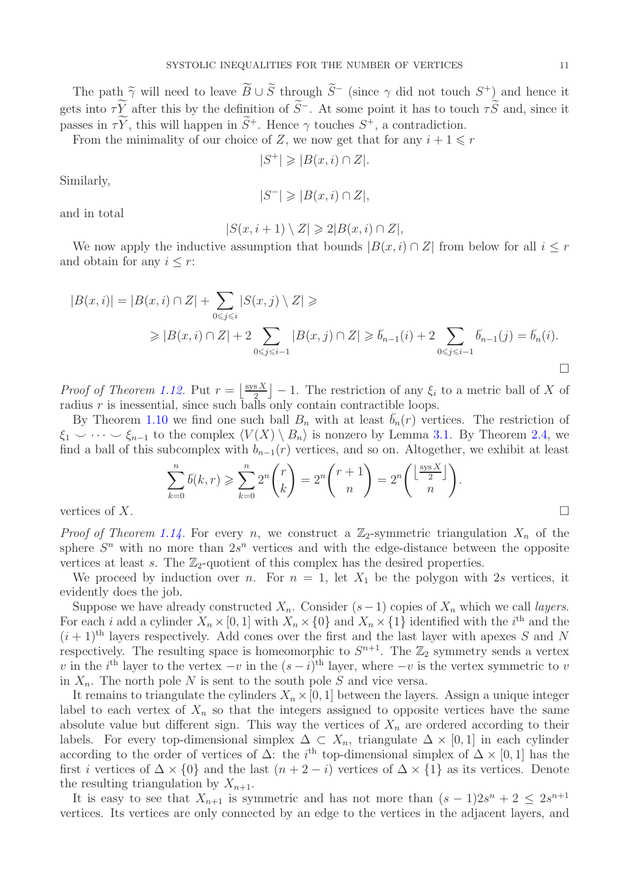The path $\widetilde{\gamma}$ will need to leave $\widetilde{B} \cup \widetilde{S}$ through $\widetilde{S}^-$ (since $\gamma$ did not touch $S^+$) and hence it gets into $\tau\widetilde{Y}$ after this by the definition of $\widetilde{S}^-$. At some point it has to touch $\tau\widetilde{S}$ and, since it passes in $\tau\widetilde{Y}$, this will happen in $\widetilde{S}^+$. Hence $\gamma$ touches $S^+$, a contradiction.

From the minimality of our choice of $Z$, we now get that for any $i+1 \leqslant r$

$$|S^+| \geqslant |B(x,i) \cap Z|.$$

Similarly,

$$|S^-| \geqslant |B(x,i) \cap Z|,$$

and in total

$$|S(x,i+1) \setminus Z| \geqslant 2|B(x,i) \cap Z|,$$

We now apply the inductive assumption that bounds $|B(x,i) \cap Z|$ from below for all $i \leq r$ and obtain for any $i \leq r$:

$$|B(x,i)| = |B(x,i) \cap Z| + \sum_{0 \leqslant j \leqslant i} |S(x,j) \setminus Z| \geqslant$$
$$\geqslant |B(x,i) \cap Z| + 2 \sum_{0 \leqslant j \leqslant i-1} |B(x,j) \cap Z| \geqslant \breve{b}_{n-1}(i) + 2 \sum_{0 \leqslant j \leqslant i-1} \breve{b}_{n-1}(j) = \breve{b}_n(i).$$

□

*Proof of Theorem 1.12.* Put $r = \left\lfloor \frac{\operatorname{sys} X}{2} \right\rfloor - 1$. The restriction of any $\xi_i$ to a metric ball of $X$ of radius $r$ is inessential, since such balls only contain contractible loops.

By Theorem 1.10 we find one such ball $B_n$ with at least $\breve{b}_n(r)$ vertices. The restriction of $\xi_1 \smile \cdots \smile \xi_{n-1}$ to the complex $\langle V(X) \setminus B_n \rangle$ is nonzero by Lemma 3.1. By Theorem 2.4, we find a ball of this subcomplex with $b_{n-1}(r)$ vertices, and so on. Altogether, we exhibit at least

$$\sum_{k=0}^{n} \breve{b}(k,r) \geqslant \sum_{k=0}^{n} 2^n \binom{r}{k} = 2^n \binom{r+1}{n} = 2^n \binom{\left\lfloor \frac{\operatorname{sys} X}{2} \right\rfloor}{n}.$$

vertices of $X$. □

*Proof of Theorem 1.14.* For every $n$, we construct a $\mathbb{Z}_2$-symmetric triangulation $X_n$ of the sphere $S^n$ with no more than $2s^n$ vertices and with the edge-distance between the opposite vertices at least $s$. The $\mathbb{Z}_2$-quotient of this complex has the desired properties.

We proceed by induction over $n$. For $n = 1$, let $X_1$ be the polygon with $2s$ vertices, it evidently does the job.

Suppose we have already constructed $X_n$. Consider $(s-1)$ copies of $X_n$ which we call *layers*. For each $i$ add a cylinder $X_n \times [0,1]$ with $X_n \times \{0\}$ and $X_n \times \{1\}$ identified with the $i^{\text{th}}$ and the $(i+1)^{\text{th}}$ layers respectively. Add cones over the first and the last layer with apexes $S$ and $N$ respectively. The resulting space is homeomorphic to $S^{n+1}$. The $\mathbb{Z}_2$ symmetry sends a vertex $v$ in the $i^{\text{th}}$ layer to the vertex $-v$ in the $(s-i)^{\text{th}}$ layer, where $-v$ is the vertex symmetric to $v$ in $X_n$. The north pole $N$ is sent to the south pole $S$ and vice versa.

It remains to triangulate the cylinders $X_n \times [0,1]$ between the layers. Assign a unique integer label to each vertex of $X_n$ so that the integers assigned to opposite vertices have the same absolute value but different sign. This way the vertices of $X_n$ are ordered according to their labels. For every top-dimensional simplex $\Delta \subset X_n$, triangulate $\Delta \times [0,1]$ in each cylinder according to the order of vertices of $\Delta$: the $i^{\text{th}}$ top-dimensional simplex of $\Delta \times [0,1]$ has the first $i$ vertices of $\Delta \times \{0\}$ and the last $(n+2-i)$ vertices of $\Delta \times \{1\}$ as its vertices. Denote the resulting triangulation by $X_{n+1}$.

It is easy to see that $X_{n+1}$ is symmetric and has not more than $(s-1)2s^n + 2 \leq 2s^{n+1}$ vertices. Its vertices are only connected by an edge to the vertices in the adjacent layers, and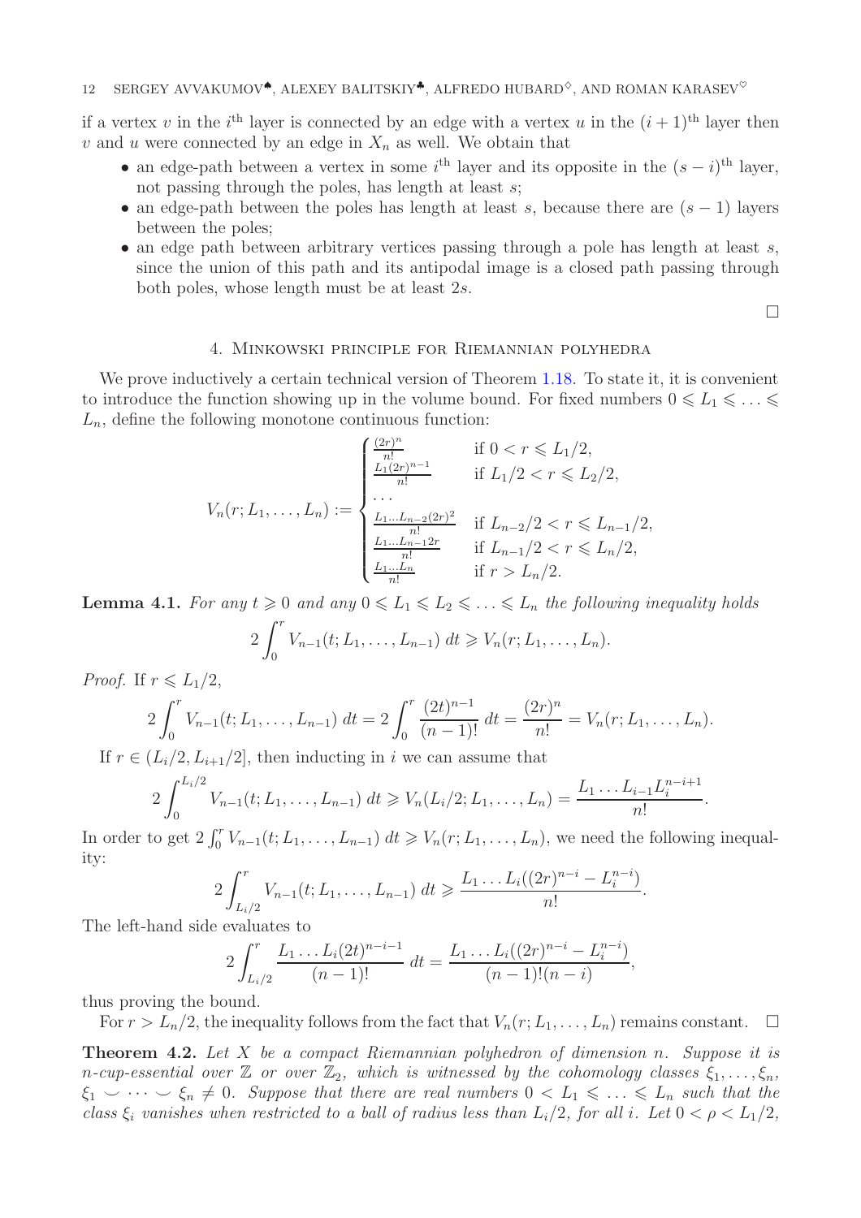if a vertex $v$ in the $i^{\text{th}}$ layer is connected by an edge with a vertex $u$ in the $(i+1)^{\text{th}}$ layer then $v$ and $u$ were connected by an edge in $X_n$ as well. We obtain that

- an edge-path between a vertex in some $i^{\text{th}}$ layer and its opposite in the $(s-i)^{\text{th}}$ layer, not passing through the poles, has length at least $s$;
- an edge-path between the poles has length at least $s$, because there are $(s-1)$ layers between the poles;
- an edge path between arbitrary vertices passing through a pole has length at least $s$, since the union of this path and its antipodal image is a closed path passing through both poles, whose length must be at least $2s$.

$\square$

## 4. Minkowski principle for Riemannian polyhedra

We prove inductively a certain technical version of Theorem 1.18. To state it, it is convenient to introduce the function showing up in the volume bound. For fixed numbers $0 \leqslant L_1 \leqslant \ldots \leqslant L_n$, define the following monotone continuous function:

$$
V_n(r; L_1, \ldots, L_n) := \begin{cases} \frac{(2r)^n}{n!} & \text{if } 0 < r \leqslant L_1/2, \\ \frac{L_1(2r)^{n-1}}{n!} & \text{if } L_1/2 < r \leqslant L_2/2, \\ \ldots & \\ \frac{L_1 \ldots L_{n-2}(2r)^2}{n!} & \text{if } L_{n-2}/2 < r \leqslant L_{n-1}/2, \\ \frac{L_1 \ldots L_{n-1} 2r}{n!} & \text{if } L_{n-1}/2 < r \leqslant L_n/2, \\ \frac{L_1 \ldots L_n}{n!} & \text{if } r > L_n/2. \end{cases}
$$

**Lemma 4.1.** *For any $t \geqslant 0$ and any $0 \leqslant L_1 \leqslant L_2 \leqslant \ldots \leqslant L_n$ the following inequality holds*

$$
2\int_0^r V_{n-1}(t; L_1, \ldots, L_{n-1})\, dt \geqslant V_n(r; L_1, \ldots, L_n).
$$

*Proof.* If $r \leqslant L_1/2$,

$$
2\int_0^r V_{n-1}(t; L_1, \ldots, L_{n-1})\, dt = 2\int_0^r \frac{(2t)^{n-1}}{(n-1)!}\, dt = \frac{(2r)^n}{n!} = V_n(r; L_1, \ldots, L_n).
$$

If $r \in (L_i/2, L_{i+1}/2]$, then inducting in $i$ we can assume that

$$
2\int_0^{L_i/2} V_{n-1}(t; L_1, \ldots, L_{n-1})\, dt \geqslant V_n(L_i/2; L_1, \ldots, L_n) = \frac{L_1 \ldots L_{i-1} L_i^{n-i+1}}{n!}.
$$

In order to get $2\int_0^r V_{n-1}(t; L_1, \ldots, L_{n-1})\, dt \geqslant V_n(r; L_1, \ldots, L_n)$, we need the following inequality:

$$
2\int_{L_i/2}^r V_{n-1}(t; L_1, \ldots, L_{n-1})\, dt \geqslant \frac{L_1 \ldots L_i((2r)^{n-i} - L_i^{n-i})}{n!}.
$$

The left-hand side evaluates to

$$
2\int_{L_i/2}^r \frac{L_1 \ldots L_i (2t)^{n-i-1}}{(n-1)!}\, dt = \frac{L_1 \ldots L_i((2r)^{n-i} - L_i^{n-i})}{(n-1)!(n-i)},
$$

thus proving the bound.

For $r > L_n/2$, the inequality follows from the fact that $V_n(r; L_1, \ldots, L_n)$ remains constant. $\square$

**Theorem 4.2.** *Let $X$ be a compact Riemannian polyhedron of dimension $n$. Suppose it is $n$-cup-essential over $\mathbb{Z}$ or over $\mathbb{Z}_2$, which is witnessed by the cohomology classes $\xi_1, \ldots, \xi_n$, $\xi_1 \smile \cdots \smile \xi_n \neq 0$. Suppose that there are real numbers $0 < L_1 \leqslant \ldots \leqslant L_n$ such that the class $\xi_i$ vanishes when restricted to a ball of radius less than $L_i/2$, for all $i$. Let $0 < \rho < L_1/2$,*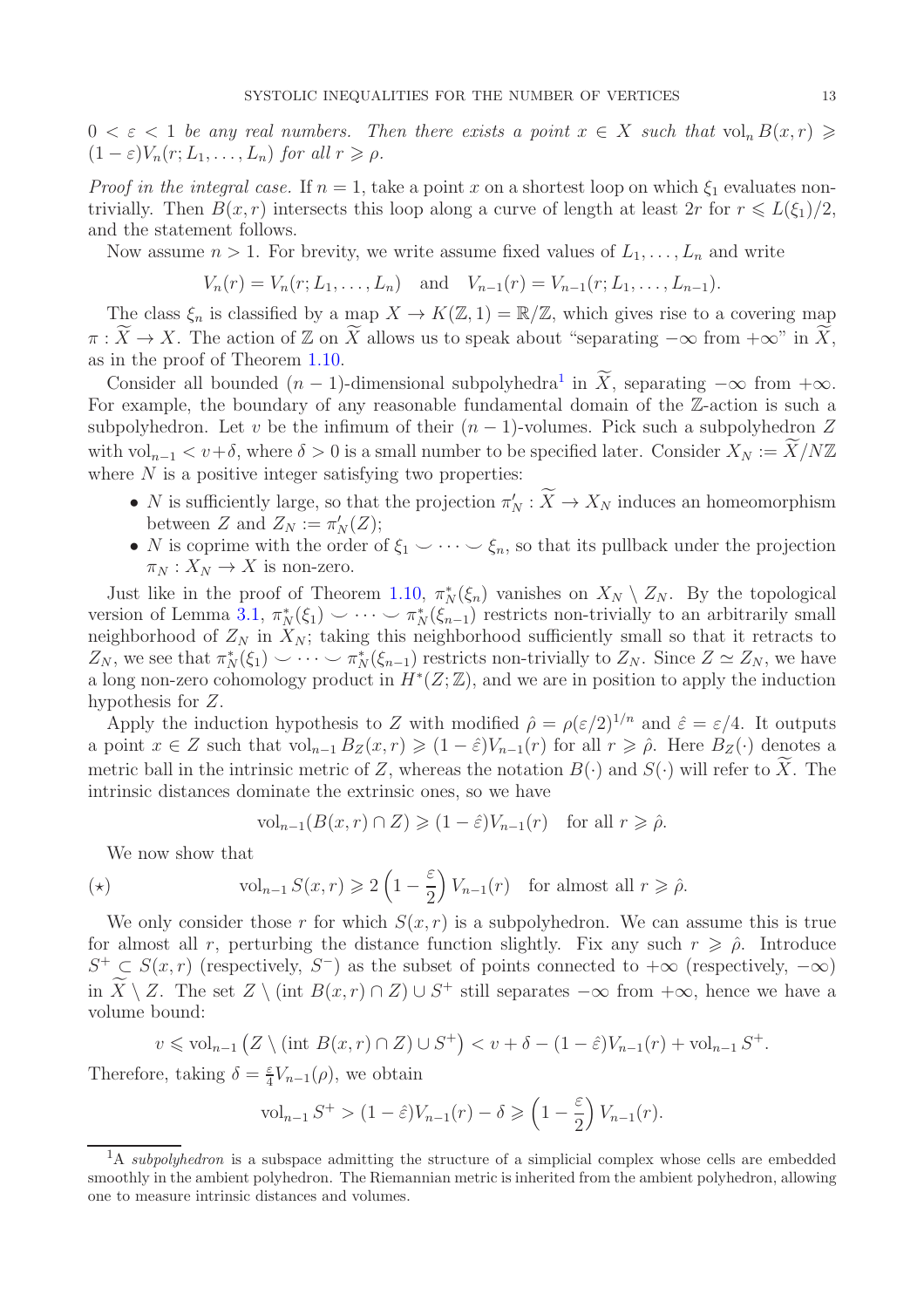$0 < \varepsilon < 1$ *be any real numbers. Then there exists a point* $x \in X$ *such that* $\operatorname{vol}_n B(x,r) \geqslant (1-\varepsilon)V_n(r; L_1, \dots, L_n)$ *for all* $r \geqslant \rho$.

*Proof in the integral case.* If $n = 1$, take a point $x$ on a shortest loop on which $\xi_1$ evaluates non-trivially. Then $B(x,r)$ intersects this loop along a curve of length at least $2r$ for $r \leqslant L(\xi_1)/2$, and the statement follows.

Now assume $n > 1$. For brevity, we write assume fixed values of $L_1, \dots, L_n$ and write

$$V_n(r) = V_n(r; L_1, \dots, L_n) \quad \text{and} \quad V_{n-1}(r) = V_{n-1}(r; L_1, \dots, L_{n-1}).$$

The class $\xi_n$ is classified by a map $X \to K(\mathbb{Z}, 1) = \mathbb{R}/\mathbb{Z}$, which gives rise to a covering map $\pi : \widetilde{X} \to X$. The action of $\mathbb{Z}$ on $\widetilde{X}$ allows us to speak about "separating $-\infty$ from $+\infty$" in $\widetilde{X}$, as in the proof of Theorem 1.10.

Consider all bounded $(n-1)$-dimensional subpolyhedra[1] in $\widetilde{X}$, separating $-\infty$ from $+\infty$. For example, the boundary of any reasonable fundamental domain of the $\mathbb{Z}$-action is such a subpolyhedron. Let $v$ be the infimum of their $(n-1)$-volumes. Pick such a subpolyhedron $Z$ with $\operatorname{vol}_{n-1} < v + \delta$, where $\delta > 0$ is a small number to be specified later. Consider $X_N := \widetilde{X}/N\mathbb{Z}$ where $N$ is a positive integer satisfying two properties:

- $N$ is sufficiently large, so that the projection $\pi'_N : \widetilde{X} \to X_N$ induces an homeomorphism between $Z$ and $Z_N := \pi'_N(Z)$;
- $N$ is coprime with the order of $\xi_1 \smile \dots \smile \xi_n$, so that its pullback under the projection $\pi_N : X_N \to X$ is non-zero.

Just like in the proof of Theorem 1.10, $\pi_N^*(\xi_n)$ vanishes on $X_N \setminus Z_N$. By the topological version of Lemma 3.1, $\pi_N^*(\xi_1) \smile \dots \smile \pi_N^*(\xi_{n-1})$ restricts non-trivially to an arbitrarily small neighborhood of $Z_N$ in $X_N$; taking this neighborhood sufficiently small so that it retracts to $Z_N$, we see that $\pi_N^*(\xi_1) \smile \dots \smile \pi_N^*(\xi_{n-1})$ restricts non-trivially to $Z_N$. Since $Z \simeq Z_N$, we have a long non-zero cohomology product in $H^*(Z; \mathbb{Z})$, and we are in position to apply the induction hypothesis for $Z$.

Apply the induction hypothesis to $Z$ with modified $\hat{\rho} = \rho(\varepsilon/2)^{1/n}$ and $\hat{\varepsilon} = \varepsilon/4$. It outputs a point $x \in Z$ such that $\operatorname{vol}_{n-1} B_Z(x,r) \geqslant (1-\hat{\varepsilon})V_{n-1}(r)$ for all $r \geqslant \hat{\rho}$. Here $B_Z(\cdot)$ denotes a metric ball in the intrinsic metric of $Z$, whereas the notation $B(\cdot)$ and $S(\cdot)$ will refer to $\widetilde{X}$. The intrinsic distances dominate the extrinsic ones, so we have

$$\operatorname{vol}_{n-1}(B(x,r) \cap Z) \geqslant (1-\hat{\varepsilon})V_{n-1}(r) \quad \text{for all } r \geqslant \hat{\rho}.$$

We now show that

$$(\star) \qquad \operatorname{vol}_{n-1} S(x,r) \geqslant 2\left(1 - \frac{\varepsilon}{2}\right) V_{n-1}(r) \quad \text{for almost all } r \geqslant \hat{\rho}.$$

We only consider those $r$ for which $S(x,r)$ is a subpolyhedron. We can assume this is true for almost all $r$, perturbing the distance function slightly. Fix any such $r \geqslant \hat{\rho}$. Introduce $S^+ \subset S(x,r)$ (respectively, $S^-$) as the subset of points connected to $+\infty$ (respectively, $-\infty$) in $\widetilde{X} \setminus Z$. The set $Z \setminus (\operatorname{int} B(x,r) \cap Z) \cup S^+$ still separates $-\infty$ from $+\infty$, hence we have a volume bound:

$$v \leqslant \operatorname{vol}_{n-1}\left(Z \setminus (\operatorname{int} B(x,r) \cap Z) \cup S^+\right) < v + \delta - (1-\hat{\varepsilon})V_{n-1}(r) + \operatorname{vol}_{n-1} S^+.$$

Therefore, taking $\delta = \frac{\varepsilon}{4} V_{n-1}(\rho)$, we obtain

$$\operatorname{vol}_{n-1} S^+ > (1-\hat{\varepsilon})V_{n-1}(r) - \delta \geqslant \left(1 - \frac{\varepsilon}{2}\right) V_{n-1}(r).$$

[1] A *subpolyhedron* is a subspace admitting the structure of a simplicial complex whose cells are embedded smoothly in the ambient polyhedron. The Riemannian metric is inherited from the ambient polyhedron, allowing one to measure intrinsic distances and volumes.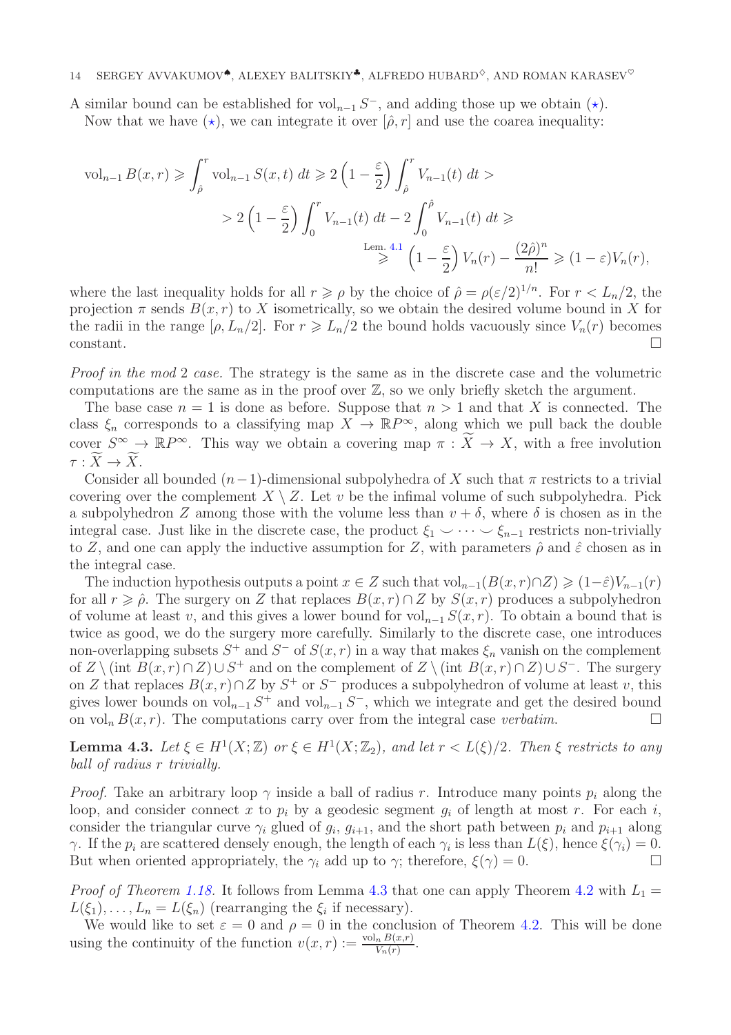A similar bound can be established for $\mathrm{vol}_{n-1} S^-$, and adding those up we obtain ($\star$).

Now that we have ($\star$), we can integrate it over $[\hat\rho, r]$ and use the coarea inequality:

$$\mathrm{vol}_{n-1} B(x,r) \geqslant \int_{\hat\rho}^{r} \mathrm{vol}_{n-1} S(x,t)\, dt \geqslant 2\left(1-\frac{\varepsilon}{2}\right)\int_{\hat\rho}^{r} V_{n-1}(t)\, dt >$$

$$> 2\left(1-\frac{\varepsilon}{2}\right)\int_{0}^{r} V_{n-1}(t)\, dt - 2\int_{0}^{\hat\rho} V_{n-1}(t)\, dt \geqslant$$

$$\overset{\text{Lem. 4.1}}{\geqslant} \left(1-\frac{\varepsilon}{2}\right) V_n(r) - \frac{(2\hat\rho)^n}{n!} \geqslant (1-\varepsilon)V_n(r),$$

where the last inequality holds for all $r \geqslant \rho$ by the choice of $\hat\rho = \rho(\varepsilon/2)^{1/n}$. For $r < L_n/2$, the projection $\pi$ sends $B(x,r)$ to $X$ isometrically, so we obtain the desired volume bound in $X$ for the radii in the range $[\rho, L_n/2]$. For $r \geqslant L_n/2$ the bound holds vacuously since $V_n(r)$ becomes constant. $\square$

*Proof in the mod 2 case.* The strategy is the same as in the discrete case and the volumetric computations are the same as in the proof over $\mathbb{Z}$, so we only briefly sketch the argument.

The base case $n = 1$ is done as before. Suppose that $n > 1$ and that $X$ is connected. The class $\xi_n$ corresponds to a classifying map $X \to \mathbb{R}P^\infty$, along which we pull back the double cover $S^\infty \to \mathbb{R}P^\infty$. This way we obtain a covering map $\pi : \widetilde{X} \to X$, with a free involution $\tau : \widetilde{X} \to \widetilde{X}$.

Consider all bounded $(n-1)$-dimensional subpolyhedra of $X$ such that $\pi$ restricts to a trivial covering over the complement $X \setminus Z$. Let $v$ be the infimal volume of such subpolyhedra. Pick a subpolyhedron $Z$ among those with the volume less than $v + \delta$, where $\delta$ is chosen as in the integral case. Just like in the discrete case, the product $\xi_1 \smile \dots \smile \xi_{n-1}$ restricts non-trivially to $Z$, and one can apply the inductive assumption for $Z$, with parameters $\hat\rho$ and $\hat\varepsilon$ chosen as in the integral case.

The induction hypothesis outputs a point $x \in Z$ such that $\mathrm{vol}_{n-1}(B(x,r)\cap Z) \geqslant (1-\hat\varepsilon)V_{n-1}(r)$ for all $r \geqslant \hat\rho$. The surgery on $Z$ that replaces $B(x,r)\cap Z$ by $S(x,r)$ produces a subpolyhedron of volume at least $v$, and this gives a lower bound for $\mathrm{vol}_{n-1} S(x,r)$. To obtain a bound that is twice as good, we do the surgery more carefully. Similarly to the discrete case, one introduces non-overlapping subsets $S^+$ and $S^-$ of $S(x,r)$ in a way that makes $\xi_n$ vanish on the complement of $Z \setminus (\mathrm{int}\, B(x,r)\cap Z) \cup S^+$ and on the complement of $Z \setminus (\mathrm{int}\, B(x,r)\cap Z)\cup S^-$. The surgery on $Z$ that replaces $B(x,r)\cap Z$ by $S^+$ or $S^-$ produces a subpolyhedron of volume at least $v$, this gives lower bounds on $\mathrm{vol}_{n-1} S^+$ and $\mathrm{vol}_{n-1} S^-$, which we integrate and get the desired bound on $\mathrm{vol}_n B(x,r)$. The computations carry over from the integral case *verbatim*. $\square$

**Lemma 4.3.** *Let $\xi \in H^1(X;\mathbb{Z})$ or $\xi \in H^1(X;\mathbb{Z}_2)$, and let $r < L(\xi)/2$. Then $\xi$ restricts to any ball of radius $r$ trivially.*

*Proof.* Take an arbitrary loop $\gamma$ inside a ball of radius $r$. Introduce many points $p_i$ along the loop, and consider connect $x$ to $p_i$ by a geodesic segment $g_i$ of length at most $r$. For each $i$, consider the triangular curve $\gamma_i$ glued of $g_i$, $g_{i+1}$, and the short path between $p_i$ and $p_{i+1}$ along $\gamma$. If the $p_i$ are scattered densely enough, the length of each $\gamma_i$ is less than $L(\xi)$, hence $\xi(\gamma_i) = 0$. But when oriented appropriately, the $\gamma_i$ add up to $\gamma$; therefore, $\xi(\gamma) = 0$. $\square$

*Proof of Theorem 1.18.* It follows from Lemma 4.3 that one can apply Theorem 4.2 with $L_1 = L(\xi_1), \dots, L_n = L(\xi_n)$ (rearranging the $\xi_i$ if necessary).

We would like to set $\varepsilon = 0$ and $\rho = 0$ in the conclusion of Theorem 4.2. This will be done using the continuity of the function $v(x,r) := \frac{\mathrm{vol}_n B(x,r)}{V_n(r)}$.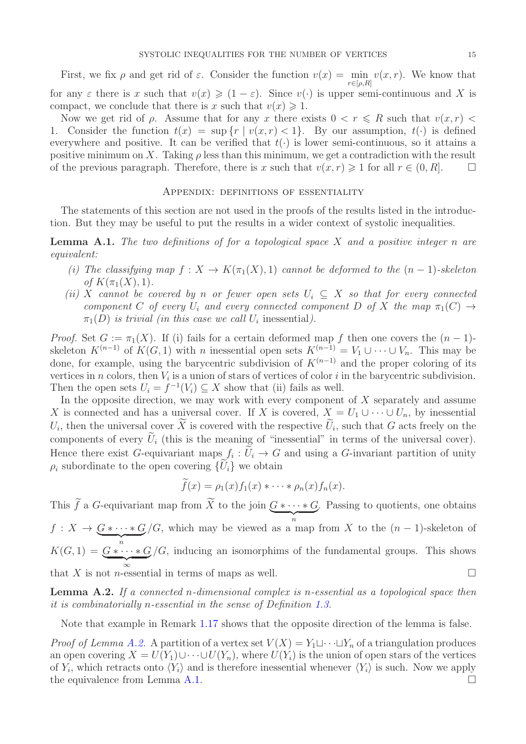First, we fix $\rho$ and get rid of $\varepsilon$. Consider the function $v(x) = \min_{r\in[\rho,R]} v(x,r)$. We know that for any $\varepsilon$ there is $x$ such that $v(x) \geqslant (1-\varepsilon)$. Since $v(\cdot)$ is upper semi-continuous and $X$ is compact, we conclude that there is $x$ such that $v(x) \geqslant 1$.

Now we get rid of $\rho$. Assume that for any $x$ there exists $0 < r \leqslant R$ such that $v(x,r) < 1$. Consider the function $t(x) = \sup\{r \mid v(x,r) < 1\}$. By our assumption, $t(\cdot)$ is defined everywhere and positive. It can be verified that $t(\cdot)$ is lower semi-continuous, so it attains a positive minimum on $X$. Taking $\rho$ less than this minimum, we get a contradiction with the result of the previous paragraph. Therefore, there is $x$ such that $v(x,r) \geqslant 1$ for all $r \in (0,R]$. $\square$

## Appendix: definitions of essentiality

The statements of this section are not used in the proofs of the results listed in the introduction. But they may be useful to put the results in a wider context of systolic inequalities.

**Lemma A.1.** *The two definitions of for a topological space $X$ and a positive integer $n$ are equivalent:*

*(i) The classifying map $f : X \to K(\pi_1(X), 1)$ cannot be deformed to the $(n-1)$-skeleton of $K(\pi_1(X), 1)$.*

*(ii) $X$ cannot be covered by $n$ or fewer open sets $U_i \subseteq X$ so that for every connected component $C$ of every $U_i$ and every connected component $D$ of $X$ the map $\pi_1(C) \to \pi_1(D)$ is trivial (in this case we call $U_i$ inessential).*

*Proof.* Set $G := \pi_1(X)$. If (i) fails for a certain deformed map $f$ then one covers the $(n-1)$-skeleton $K^{(n-1)}$ of $K(G,1)$ with $n$ inessential open sets $K^{(n-1)} = V_1 \cup \dots \cup V_n$. This may be done, for example, using the barycentric subdivision of $K^{(n-1)}$ and the proper coloring of its vertices in $n$ colors, then $V_i$ is a union of stars of vertices of color $i$ in the barycentric subdivision. Then the open sets $U_i = f^{-1}(V_i) \subseteq X$ show that (ii) fails as well.

In the opposite direction, we may work with every component of $X$ separately and assume $X$ is connected and has a universal cover. If $X$ is covered, $X = U_1 \cup \dots \cup U_n$, by inessential $U_i$, then the universal cover $\widetilde{X}$ is covered with the respective $\widetilde{U}_i$, such that $G$ acts freely on the components of every $\widetilde{U}_i$ (this is the meaning of "inessential" in terms of the universal cover). Hence there exist $G$-equivariant maps $f_i : \widetilde{U}_i \to G$ and using a $G$-invariant partition of unity $\rho_i$ subordinate to the open covering $\{\widetilde{U}_i\}$ we obtain

$$\widetilde{f}(x) = \rho_1(x) f_1(x) * \dots * \rho_n(x) f_n(x).$$

This $\widetilde{f}$ a $G$-equivariant map from $\widetilde{X}$ to the join $\underbrace{G * \dots * G}_{n}$. Passing to quotients, one obtains $f : X \to \underbrace{G * \dots * G}_{n}/G$, which may be viewed as a map from $X$ to the $(n-1)$-skeleton of $K(G,1) = \underbrace{G * \dots * G}_{\infty}/G$, inducing an isomorphims of the fundamental groups. This shows that $X$ is not $n$-essential in terms of maps as well. $\square$

**Lemma A.2.** *If a connected $n$-dimensional complex is $n$-essential as a topological space then it is combinatorially $n$-essential in the sense of Definition 1.3.*

Note that example in Remark 1.17 shows that the opposite direction of the lemma is false.

*Proof of Lemma A.2.* A partition of a vertex set $V(X) = Y_1 \sqcup \dots \sqcup Y_n$ of a triangulation produces an open covering $X = U(Y_1) \cup \dots \cup U(Y_n)$, where $U(Y_i)$ is the union of open stars of the vertices of $Y_i$, which retracts onto $\langle Y_i \rangle$ and is therefore inessential whenever $\langle Y_i \rangle$ is such. Now we apply the equivalence from Lemma A.1. $\square$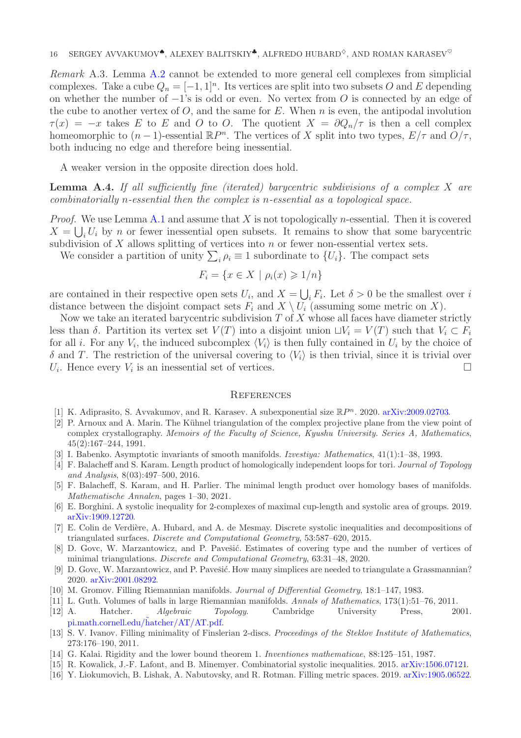*Remark* A.3. Lemma A.2 cannot be extended to more general cell complexes from simplicial complexes. Take a cube $Q_n = [-1, 1]^n$. Its vertices are split into two subsets $O$ and $E$ depending on whether the number of $-1$'s is odd or even. No vertex from $O$ is connected by an edge of the cube to another vertex of $O$, and the same for $E$. When $n$ is even, the antipodal involution $\tau(x) = -x$ takes $E$ to $E$ and $O$ to $O$. The quotient $X = \partial Q_n/\tau$ is then a cell complex homeomorphic to $(n-1)$-essential $\mathbb{R}P^n$. The vertices of $X$ split into two types, $E/\tau$ and $O/\tau$, both inducing no edge and therefore being inessential.

A weaker version in the opposite direction does hold.

**Lemma A.4.** *If all sufficiently fine (iterated) barycentric subdivisions of a complex $X$ are combinatorially $n$-essential then the complex is $n$-essential as a topological space.*

*Proof.* We use Lemma A.1 and assume that $X$ is not topologically $n$-essential. Then it is covered $X = \bigcup_i U_i$ by $n$ or fewer inessential open subsets. It remains to show that some barycentric subdivision of $X$ allows splitting of vertices into $n$ or fewer non-essential vertex sets.

We consider a partition of unity $\sum_i \rho_i \equiv 1$ subordinate to $\{U_i\}$. The compact sets

$$F_i = \{x \in X \mid \rho_i(x) \geqslant 1/n\}$$

are contained in their respective open sets $U_i$, and $X = \bigcup_i F_i$. Let $\delta > 0$ be the smallest over $i$ distance between the disjoint compact sets $F_i$ and $X \setminus U_i$ (assuming some metric on $X$).

Now we take an iterated barycentric subdivision $T$ of $X$ whose all faces have diameter strictly less than $\delta$. Partition its vertex set $V(T)$ into a disjoint union $\sqcup V_i = V(T)$ such that $V_i \subset F_i$ for all $i$. For any $V_i$, the induced subcomplex $\langle V_i \rangle$ is then fully contained in $U_i$ by the choice of $\delta$ and $T$. The restriction of the universal covering to $\langle V_i \rangle$ is then trivial, since it is trivial over $U_i$. Hence every $V_i$ is an inessential set of vertices. $\square$

## References

[1] K. Adiprasito, S. Avvakumov, and R. Karasev. A subexponential size $\mathbb{R}P^n$. 2020. arXiv:2009.02703.

[2] P. Arnoux and A. Marin. The Kühnel triangulation of the complex projective plane from the view point of complex crystallography. *Memoirs of the Faculty of Science, Kyushu University. Series A, Mathematics*, 45(2):167–244, 1991.

[3] I. Babenko. Asymptotic invariants of smooth manifolds. *Izvestiya: Mathematics*, 41(1):1–38, 1993.

[4] F. Balacheff and S. Karam. Length product of homologically independent loops for tori. *Journal of Topology and Analysis*, 8(03):497–500, 2016.

[5] F. Balacheff, S. Karam, and H. Parlier. The minimal length product over homology bases of manifolds. *Mathematische Annalen*, pages 1–30, 2021.

[6] E. Borghini. A systolic inequality for 2-complexes of maximal cup-length and systolic area of groups. 2019. arXiv:1909.12720.

[7] E. Colin de Verdière, A. Hubard, and A. de Mesmay. Discrete systolic inequalities and decompositions of triangulated surfaces. *Discrete and Computational Geometry*, 53:587–620, 2015.

[8] D. Govc, W. Marzantowicz, and P. Pavešić. Estimates of covering type and the number of vertices of minimal triangulations. *Discrete and Computational Geometry*, 63:31–48, 2020.

[9] D. Govc, W. Marzantowicz, and P. Pavešić. How many simplices are needed to triangulate a Grassmannian? 2020. arXiv:2001.08292.

[10] M. Gromov. Filling Riemannian manifolds. *Journal of Differential Geometry*, 18:1–147, 1983.

[11] L. Guth. Volumes of balls in large Riemannian manifolds. *Annals of Mathematics*, 173(1):51–76, 2011.

[12] A. Hatcher. *Algebraic Topology*. Cambridge University Press, 2001. pi.math.cornell.edu/~hatcher/AT/AT.pdf.

[13] S. V. Ivanov. Filling minimality of Finslerian 2-discs. *Proceedings of the Steklov Institute of Mathematics*, 273:176–190, 2011.

[14] G. Kalai. Rigidity and the lower bound theorem 1. *Inventiones mathematicae*, 88:125–151, 1987.

[15] R. Kowalick, J.-F. Lafont, and B. Minemyer. Combinatorial systolic inequalities. 2015. arXiv:1506.07121.

[16] Y. Liokumovich, B. Lishak, A. Nabutovsky, and R. Rotman. Filling metric spaces. 2019. arXiv:1905.06522.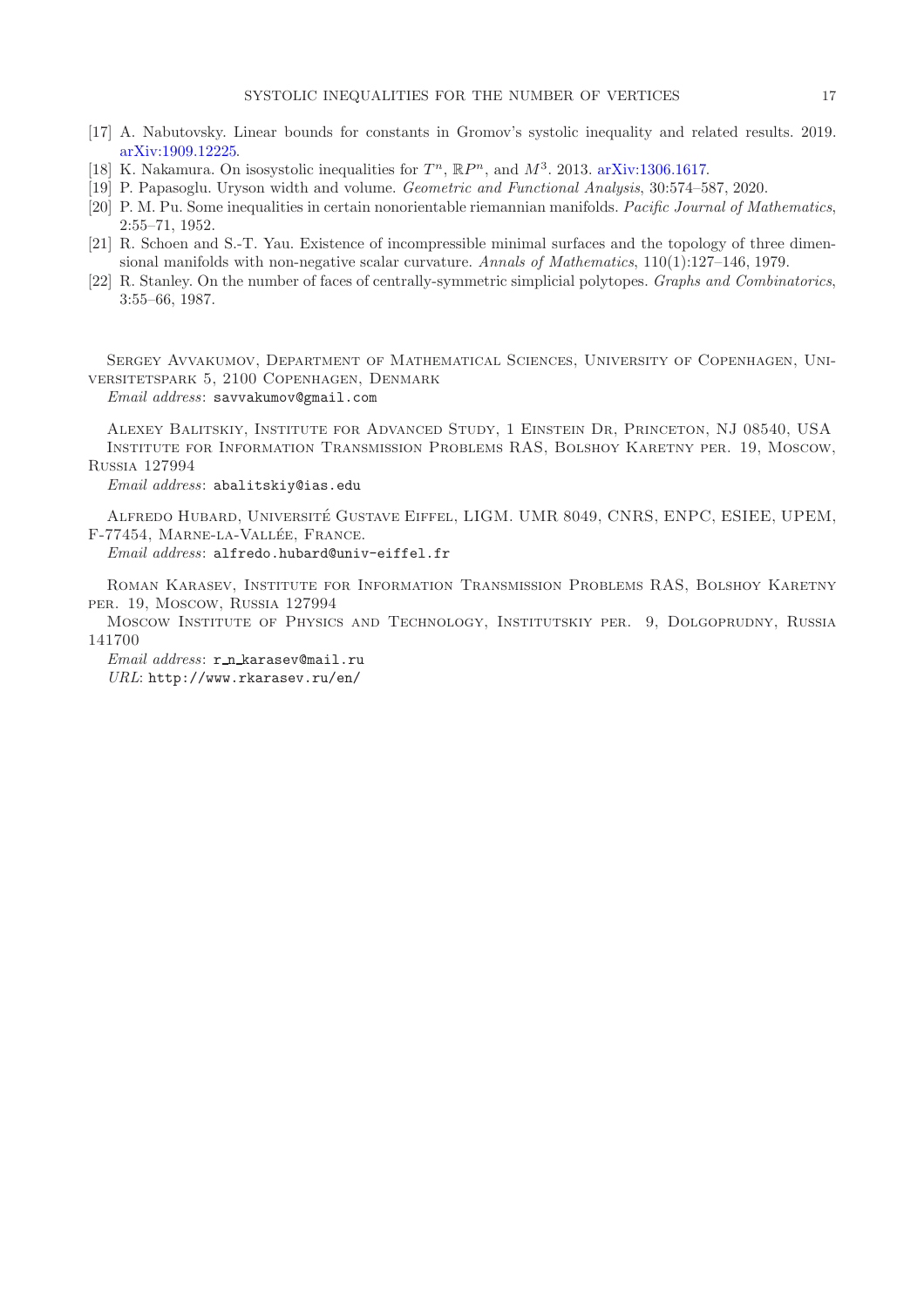[17] A. Nabutovsky. Linear bounds for constants in Gromov's systolic inequality and related results. 2019. arXiv:1909.12225.

[18] K. Nakamura. On isosystolic inequalities for $T^n$, $\mathbb{R}P^n$, and $M^3$. 2013. arXiv:1306.1617.

[19] P. Papasoglu. Uryson width and volume. *Geometric and Functional Analysis*, 30:574–587, 2020.

[20] P. M. Pu. Some inequalities in certain nonorientable riemannian manifolds. *Pacific Journal of Mathematics*, 2:55–71, 1952.

[21] R. Schoen and S.-T. Yau. Existence of incompressible minimal surfaces and the topology of three dimensional manifolds with non-negative scalar curvature. *Annals of Mathematics*, 110(1):127–146, 1979.

[22] R. Stanley. On the number of faces of centrally-symmetric simplicial polytopes. *Graphs and Combinatorics*, 3:55–66, 1987.

Sergey Avvakumov, Department of Mathematical Sciences, University of Copenhagen, Universitetspark 5, 2100 Copenhagen, Denmark

*Email address*: savvakumov@gmail.com

Alexey Balitskiy, Institute for Advanced Study, 1 Einstein Dr, Princeton, NJ 08540, USA
Institute for Information Transmission Problems RAS, Bolshoy Karetny per. 19, Moscow, Russia 127994

*Email address*: abalitskiy@ias.edu

Alfredo Hubard, Université Gustave Eiffel, LIGM. UMR 8049, CNRS, ENPC, ESIEE, UPEM, F-77454, Marne-la-Vallée, France.

*Email address*: alfredo.hubard@univ-eiffel.fr

Roman Karasev, Institute for Information Transmission Problems RAS, Bolshoy Karetny per. 19, Moscow, Russia 127994
Moscow Institute of Physics and Technology, Institutskiy per. 9, Dolgoprudny, Russia 141700

*Email address*: r_n_karasev@mail.ru
*URL*: http://www.rkarasev.ru/en/